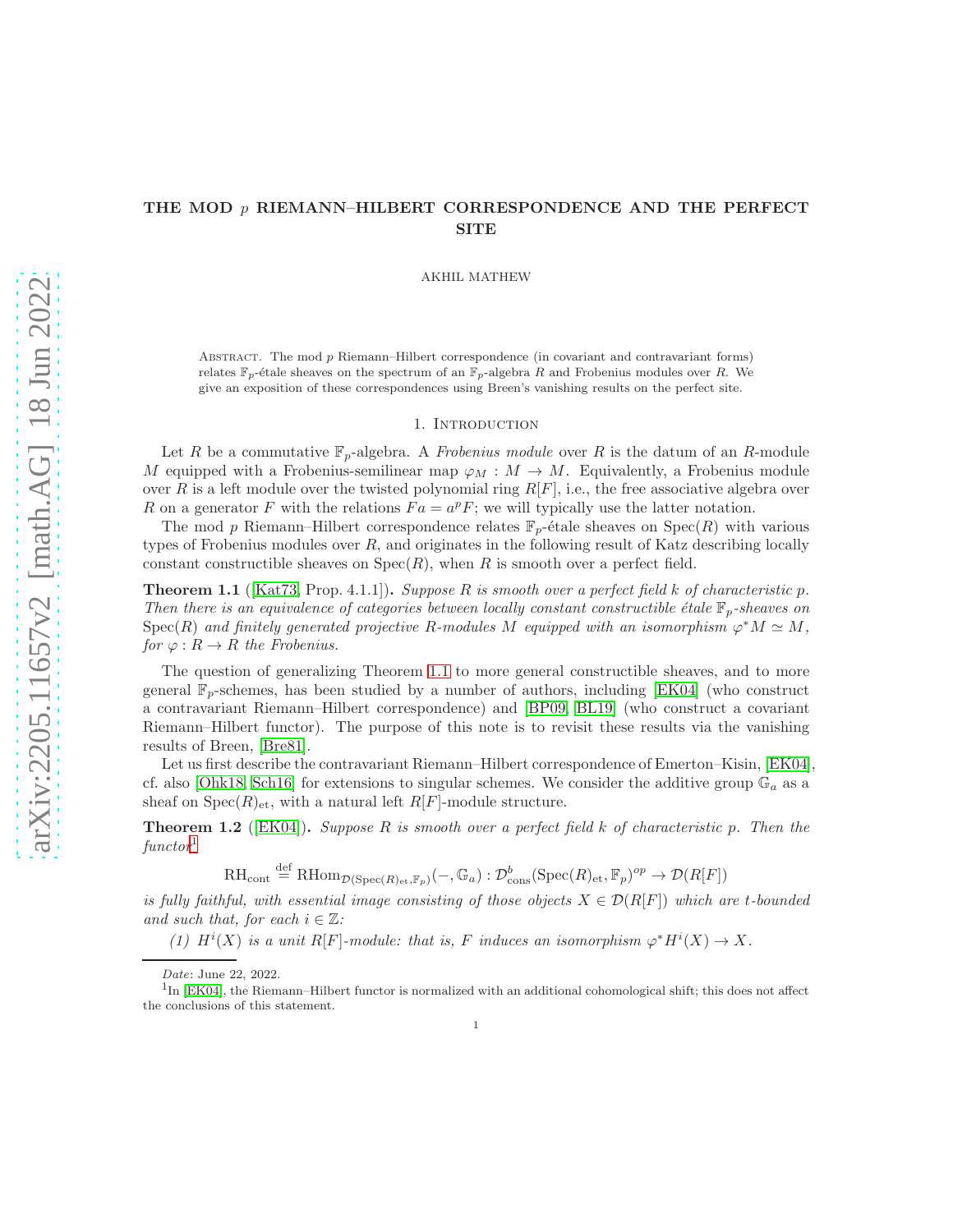# THE MOD $p$ RIEMANN–HILBERT CORRESPONDENCE AND THE PERFECT SITE

AKHIL MATHEW

Abstract. The mod $p$ Riemann–Hilbert correspondence (in covariant and contravariant forms) relates $\mathbb{F}_p$-étale sheaves on the spectrum of an $\mathbb{F}_p$-algebra $R$ and Frobenius modules over $R$. We give an exposition of these correspondences using Breen's vanishing results on the perfect site.

## 1. Introduction

Let $R$ be a commutative $\mathbb{F}_p$-algebra. A *Frobenius module* over $R$ is the datum of an $R$-module $M$ equipped with a Frobenius-semilinear map $\varphi_M : M \to M$. Equivalently, a Frobenius module over $R$ is a left module over the twisted polynomial ring $R[F]$, i.e., the free associative algebra over $R$ on a generator $F$ with the relations $Fa = a^p F$; we will typically use the latter notation.

The mod $p$ Riemann–Hilbert correspondence relates $\mathbb{F}_p$-étale sheaves on $\operatorname{Spec}(R)$ with various types of Frobenius modules over $R$, and originates in the following result of Katz describing locally constant constructible sheaves on $\operatorname{Spec}(R)$, when $R$ is smooth over a perfect field.

**Theorem 1.1** ([Kat73, Prop. 4.1.1])**.** *Suppose $R$ is smooth over a perfect field $k$ of characteristic $p$. Then there is an equivalence of categories between locally constant constructible étale $\mathbb{F}_p$-sheaves on $\operatorname{Spec}(R)$ and finitely generated projective $R$-modules $M$ equipped with an isomorphism $\varphi^* M \simeq M$, for $\varphi : R \to R$ the Frobenius.*

The question of generalizing Theorem 1.1 to more general constructible sheaves, and to more general $\mathbb{F}_p$-schemes, has been studied by a number of authors, including [EK04] (who construct a contravariant Riemann–Hilbert correspondence) and [BP09, BL19] (who construct a covariant Riemann–Hilbert functor). The purpose of this note is to revisit these results via the vanishing results of Breen, [Bre81].

Let us first describe the contravariant Riemann–Hilbert correspondence of Emerton–Kisin, [EK04], cf. also [Ohk18, Sch16] for extensions to singular schemes. We consider the additive group $\mathbb{G}_a$ as a sheaf on $\operatorname{Spec}(R)_{\mathrm{et}}$, with a natural left $R[F]$-module structure.

**Theorem 1.2** ([EK04])**.** *Suppose $R$ is smooth over a perfect field $k$ of characteristic $p$. Then the functor*[1]

$$\mathrm{RH}_{\mathrm{cont}} \overset{\mathrm{def}}{=} \mathrm{RHom}_{\mathcal{D}(\operatorname{Spec}(R)_{\mathrm{et}}, \mathbb{F}_p)}(-, \mathbb{G}_a) : \mathcal{D}^b_{\mathrm{cons}}(\operatorname{Spec}(R)_{\mathrm{et}}, \mathbb{F}_p)^{op} \to \mathcal{D}(R[F])$$

*is fully faithful, with essential image consisting of those objects $X \in \mathcal{D}(R[F])$ which are t-bounded and such that, for each $i \in \mathbb{Z}$:*

*(1) $H^i(X)$ is a unit $R[F]$-module: that is, $F$ induces an isomorphism $\varphi^* H^i(X) \to X$.*

Date: June 22, 2022.

[1] In [EK04], the Riemann–Hilbert functor is normalized with an additional cohomological shift; this does not affect the conclusions of this statement.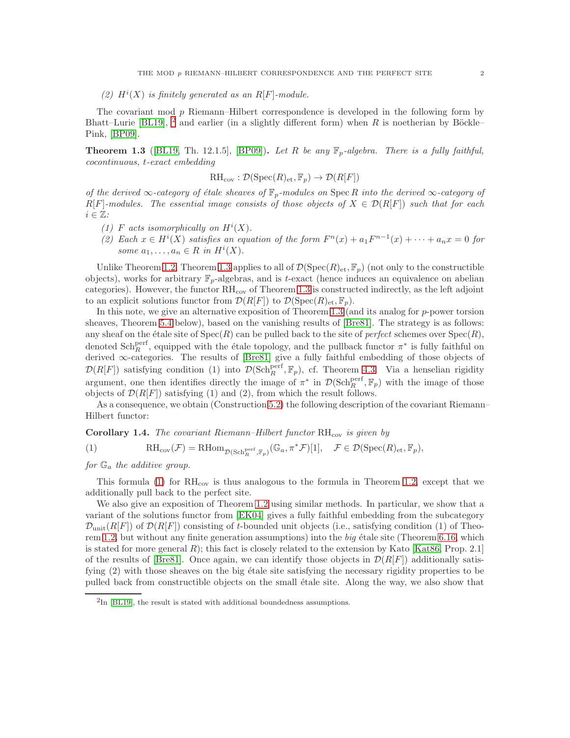*(2) $H^i(X)$ is finitely generated as an $R[F]$-module.*

The covariant mod $p$ Riemann–Hilbert correspondence is developed in the following form by Bhatt–Lurie [BL19], [2] and earlier (in a slightly different form) when $R$ is noetherian by Böckle–Pink, [BP09].

**Theorem 1.3** ([BL19, Th. 12.1.5], [BP09])**.** *Let $R$ be any $\mathbb{F}_p$-algebra. There is a fully faithful, cocontinuous, t-exact embedding*

$$\mathrm{RH}_{\mathrm{cov}} : \mathcal{D}(\mathrm{Spec}(R)_{\mathrm{et}}, \mathbb{F}_p) \to \mathcal{D}(R[F])$$

*of the derived $\infty$-category of étale sheaves of $\mathbb{F}_p$-modules on $\mathrm{Spec}\, R$ into the derived $\infty$-category of $R[F]$-modules. The essential image consists of those objects of $X \in \mathcal{D}(R[F])$ such that for each $i \in \mathbb{Z}$:*

*(1) $F$ acts isomorphically on $H^i(X)$.*
*(2) Each $x \in H^i(X)$ satisfies an equation of the form $F^n(x) + a_1 F^{n-1}(x) + \cdots + a_n x = 0$ for some $a_1, \ldots, a_n \in R$ in $H^i(X)$.*

Unlike Theorem 1.2, Theorem 1.3 applies to all of $\mathcal{D}(\mathrm{Spec}(R)_{\mathrm{et}}, \mathbb{F}_p)$ (not only to the constructible objects), works for arbitrary $\mathbb{F}_p$-algebras, and is $t$-exact (hence induces an equivalence on abelian categories). However, the functor $\mathrm{RH}_{\mathrm{cov}}$ of Theorem 1.3 is constructed indirectly, as the left adjoint to an explicit solutions functor from $\mathcal{D}(R[F])$ to $\mathcal{D}(\mathrm{Spec}(R)_{\mathrm{et}}, \mathbb{F}_p)$.

In this note, we give an alternative exposition of Theorem 1.3 (and its analog for $p$-power torsion sheaves, Theorem 5.4 below), based on the vanishing results of [Bre81]. The strategy is as follows: any sheaf on the étale site of $\mathrm{Spec}(R)$ can be pulled back to the site of *perfect* schemes over $\mathrm{Spec}(R)$, denoted $\mathrm{Sch}_R^{\mathrm{perf}}$, equipped with the étale topology, and the pullback functor $\pi^*$ is fully faithful on derived $\infty$-categories. The results of [Bre81] give a fully faithful embedding of those objects of $\mathcal{D}(R[F])$ satisfying condition (1) into $\mathcal{D}(\mathrm{Sch}_R^{\mathrm{perf}}, \mathbb{F}_p)$, cf. Theorem 4.3. Via a henselian rigidity argument, one then identifies directly the image of $\pi^*$ in $\mathcal{D}(\mathrm{Sch}_R^{\mathrm{perf}}, \mathbb{F}_p)$ with the image of those objects of $\mathcal{D}(R[F])$ satisfying (1) and (2), from which the result follows.

As a consequence, we obtain (Construction 5.2) the following description of the covariant Riemann–Hilbert functor:

**Corollary 1.4.** *The covariant Riemann–Hilbert functor $\mathrm{RH}_{\mathrm{cov}}$ is given by*

$$\mathrm{RH}_{\mathrm{cov}}(\mathcal{F}) = \mathrm{RHom}_{\mathcal{D}(\mathrm{Sch}_R^{\mathrm{perf}}, \mathbb{F}_p)}(\mathbb{G}_a, \pi^* \mathcal{F})[1], \quad \mathcal{F} \in \mathcal{D}(\mathrm{Spec}(R)_{\mathrm{et}}, \mathbb{F}_p), \tag{1}$$

*for $\mathbb{G}_a$ the additive group.*

This formula (1) for $\mathrm{RH}_{\mathrm{cov}}$ is thus analogous to the formula in Theorem 1.2, except that we additionally pull back to the perfect site.

We also give an exposition of Theorem 1.2 using similar methods. In particular, we show that a variant of the solutions functor from [EK04] gives a fully faithful embedding from the subcategory $\mathcal{D}_{\mathrm{unit}}(R[F])$ of $\mathcal{D}(R[F])$ consisting of $t$-bounded unit objects (i.e., satisfying condition (1) of Theorem 1.2, but without any finite generation assumptions) into the *big* étale site (Theorem 6.16, which is stated for more general $R$); this fact is closely related to the extension by Kato [Kat86, Prop. 2.1] of the results of [Bre81]. Once again, we can identify those objects in $\mathcal{D}(R[F])$ additionally satisfying (2) with those sheaves on the big étale site satisfying the necessary rigidity properties to be pulled back from constructible objects on the small étale site. Along the way, we also show that

[2] In [BL19], the result is stated with additional boundedness assumptions.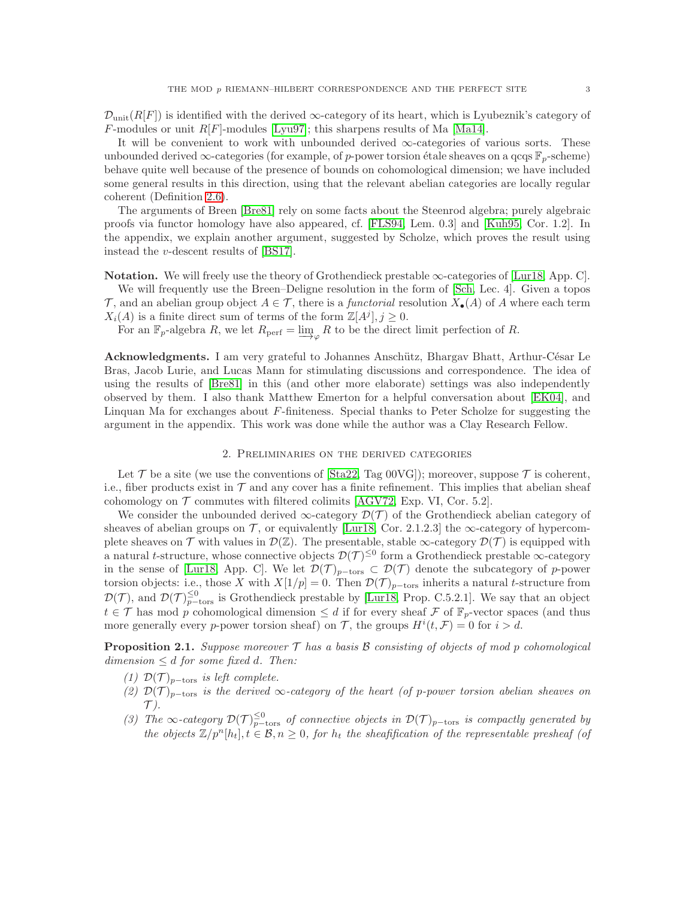$\mathcal{D}_{\mathrm{unit}}(R[F])$ is identified with the derived $\infty$-category of its heart, which is Lyubeznik's category of $F$-modules or unit $R[F]$-modules [Lyu97]; this sharpens results of Ma [Ma14].

It will be convenient to work with unbounded derived $\infty$-categories of various sorts. These unbounded derived $\infty$-categories (for example, of $p$-power torsion étale sheaves on a qcqs $\mathbb{F}_p$-scheme) behave quite well because of the presence of bounds on cohomological dimension; we have included some general results in this direction, using that the relevant abelian categories are locally regular coherent (Definition 2.6).

The arguments of Breen [Bre81] rely on some facts about the Steenrod algebra; purely algebraic proofs via functor homology have also appeared, cf. [FLS94, Lem. 0.3] and [Kuh95, Cor. 1.2]. In the appendix, we explain another argument, suggested by Scholze, which proves the result using instead the $v$-descent results of [BS17].

**Notation.** We will freely use the theory of Grothendieck prestable $\infty$-categories of [Lur18, App. C].

We will frequently use the Breen–Deligne resolution in the form of [Sch, Lec. 4]. Given a topos $\mathcal{T}$, and an abelian group object $A \in \mathcal{T}$, there is a *functorial* resolution $X_\bullet(A)$ of $A$ where each term $X_i(A)$ is a finite direct sum of terms of the form $\mathbb{Z}[A^j], j \geq 0$.

For an $\mathbb{F}_p$-algebra $R$, we let $R_{\mathrm{perf}} = \varinjlim_{\varphi} R$ to be the direct limit perfection of $R$.

**Acknowledgments.** I am very grateful to Johannes Anschütz, Bhargav Bhatt, Arthur-César Le Bras, Jacob Lurie, and Lucas Mann for stimulating discussions and correspondence. The idea of using the results of [Bre81] in this (and other more elaborate) settings was also independently observed by them. I also thank Matthew Emerton for a helpful conversation about [EK04], and Linquan Ma for exchanges about $F$-finiteness. Special thanks to Peter Scholze for suggesting the argument in the appendix. This work was done while the author was a Clay Research Fellow.

## 2. Preliminaries on the derived categories

Let $\mathcal{T}$ be a site (we use the conventions of [Sta22, Tag 00VG]); moreover, suppose $\mathcal{T}$ is coherent, i.e., fiber products exist in $\mathcal{T}$ and any cover has a finite refinement. This implies that abelian sheaf cohomology on $\mathcal{T}$ commutes with filtered colimits [AGV72, Exp. VI, Cor. 5.2].

We consider the unbounded derived $\infty$-category $\mathcal{D}(\mathcal{T})$ of the Grothendieck abelian category of sheaves of abelian groups on $\mathcal{T}$, or equivalently [Lur18, Cor. 2.1.2.3] the $\infty$-category of hypercomplete sheaves on $\mathcal{T}$ with values in $\mathcal{D}(\mathbb{Z})$. The presentable, stable $\infty$-category $\mathcal{D}(\mathcal{T})$ is equipped with a natural $t$-structure, whose connective objects $\mathcal{D}(\mathcal{T})^{\leq 0}$ form a Grothendieck prestable $\infty$-category in the sense of [Lur18, App. C]. We let $\mathcal{D}(\mathcal{T})_{p-\mathrm{tors}} \subset \mathcal{D}(\mathcal{T})$ denote the subcategory of $p$-power torsion objects: i.e., those $X$ with $X[1/p] = 0$. Then $\mathcal{D}(\mathcal{T})_{p-\mathrm{tors}}$ inherits a natural $t$-structure from $\mathcal{D}(\mathcal{T})$, and $\mathcal{D}(\mathcal{T})^{\leq 0}_{p-\mathrm{tors}}$ is Grothendieck prestable by [Lur18, Prop. C.5.2.1]. We say that an object $t \in \mathcal{T}$ has mod $p$ cohomological dimension $\leq d$ if for every sheaf $\mathcal{F}$ of $\mathbb{F}_p$-vector spaces (and thus more generally every $p$-power torsion sheaf) on $\mathcal{T}$, the groups $H^i(t, \mathcal{F}) = 0$ for $i > d$.

**Proposition 2.1.** *Suppose moreover $\mathcal{T}$ has a basis $\mathcal{B}$ consisting of objects of mod $p$ cohomological dimension $\leq d$ for some fixed $d$. Then:*

1. *$\mathcal{D}(\mathcal{T})_{p-\mathrm{tors}}$ is left complete.*
2. *$\mathcal{D}(\mathcal{T})_{p-\mathrm{tors}}$ is the derived $\infty$-category of the heart (of $p$-power torsion abelian sheaves on $\mathcal{T}$).*
3. *The $\infty$-category $\mathcal{D}(\mathcal{T})^{\leq 0}_{p-\mathrm{tors}}$ of connective objects in $\mathcal{D}(\mathcal{T})_{p-\mathrm{tors}}$ is compactly generated by the objects $\mathbb{Z}/p^n[h_t], t \in \mathcal{B}, n \geq 0$, for $h_t$ the sheafification of the representable presheaf (of*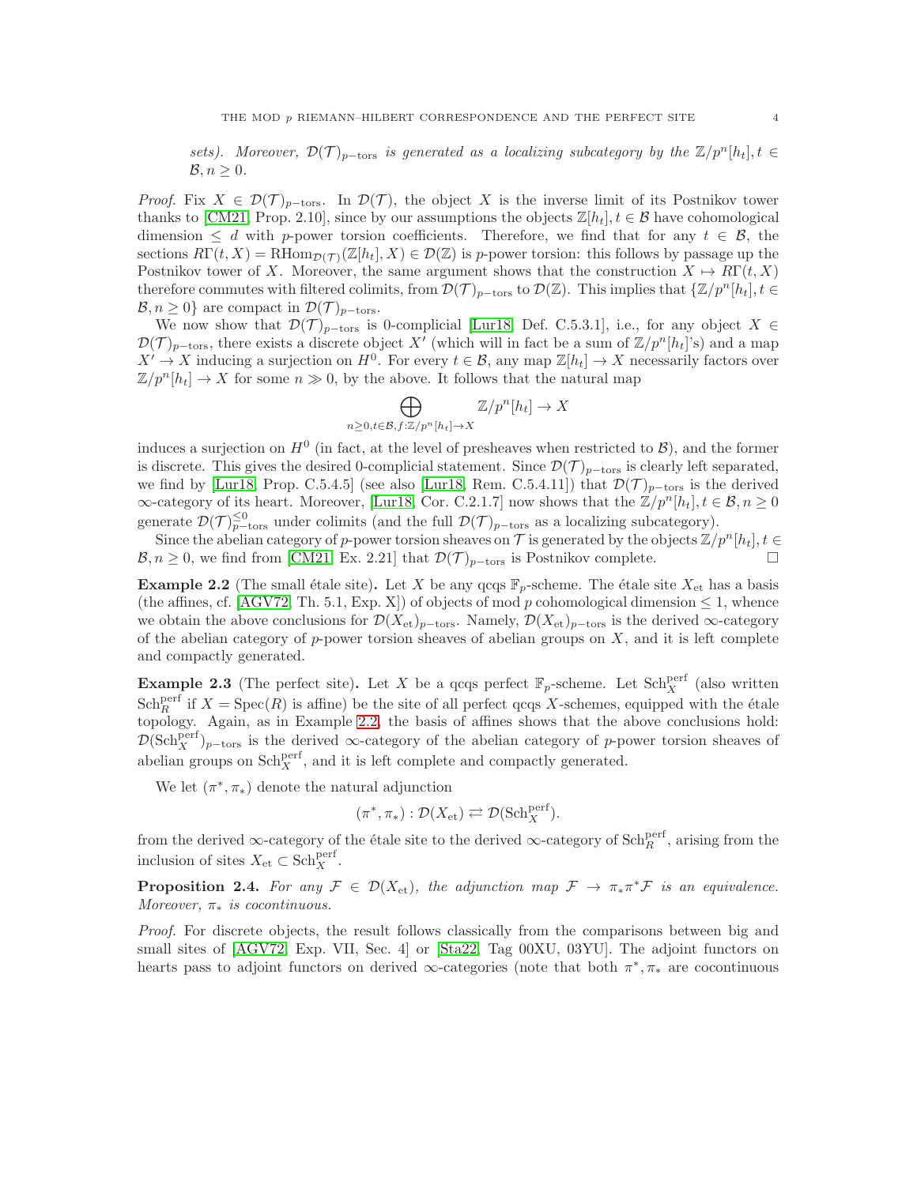*sets). Moreover, $\mathcal{D}(\mathcal{T})_{p-\mathrm{tors}}$ is generated as a localizing subcategory by the $\mathbb{Z}/p^n[h_t], t \in \mathcal{B}, n \geq 0$.*

*Proof.* Fix $X \in \mathcal{D}(\mathcal{T})_{p-\mathrm{tors}}$. In $\mathcal{D}(\mathcal{T})$, the object $X$ is the inverse limit of its Postnikov tower thanks to [CM21, Prop. 2.10], since by our assumptions the objects $\mathbb{Z}[h_t], t \in \mathcal{B}$ have cohomological dimension $\leq d$ with $p$-power torsion coefficients. Therefore, we find that for any $t \in \mathcal{B}$, the sections $R\Gamma(t, X) = \mathrm{RHom}_{\mathcal{D}(\mathcal{T})}(\mathbb{Z}[h_t], X) \in \mathcal{D}(\mathbb{Z})$ is $p$-power torsion: this follows by passage up the Postnikov tower of $X$. Moreover, the same argument shows that the construction $X \mapsto R\Gamma(t, X)$ therefore commutes with filtered colimits, from $\mathcal{D}(\mathcal{T})_{p-\mathrm{tors}}$ to $\mathcal{D}(\mathbb{Z})$. This implies that $\{\mathbb{Z}/p^n[h_t], t \in \mathcal{B}, n \geq 0\}$ are compact in $\mathcal{D}(\mathcal{T})_{p-\mathrm{tors}}$.

We now show that $\mathcal{D}(\mathcal{T})_{p-\mathrm{tors}}$ is 0-complicial [Lur18, Def. C.5.3.1], i.e., for any object $X \in \mathcal{D}(\mathcal{T})_{p-\mathrm{tors}}$, there exists a discrete object $X'$ (which will in fact be a sum of $\mathbb{Z}/p^n[h_t]$'s) and a map $X' \to X$ inducing a surjection on $H^0$. For every $t \in \mathcal{B}$, any map $\mathbb{Z}[h_t] \to X$ necessarily factors over $\mathbb{Z}/p^n[h_t] \to X$ for some $n \gg 0$, by the above. It follows that the natural map

$$\bigoplus_{n \geq 0, t \in \mathcal{B}, f: \mathbb{Z}/p^n[h_t] \to X} \mathbb{Z}/p^n[h_t] \to X$$

induces a surjection on $H^0$ (in fact, at the level of presheaves when restricted to $\mathcal{B}$), and the former is discrete. This gives the desired 0-complicial statement. Since $\mathcal{D}(\mathcal{T})_{p-\mathrm{tors}}$ is clearly left separated, we find by [Lur18, Prop. C.5.4.5] (see also [Lur18, Rem. C.5.4.11]) that $\mathcal{D}(\mathcal{T})_{p-\mathrm{tors}}$ is the derived $\infty$-category of its heart. Moreover, [Lur18, Cor. C.2.1.7] now shows that the $\mathbb{Z}/p^n[h_t], t \in \mathcal{B}, n \geq 0$ generate $\mathcal{D}(\mathcal{T})^{\leq 0}_{p-\mathrm{tors}}$ under colimits (and the full $\mathcal{D}(\mathcal{T})_{p-\mathrm{tors}}$ as a localizing subcategory).

Since the abelian category of $p$-power torsion sheaves on $\mathcal{T}$ is generated by the objects $\mathbb{Z}/p^n[h_t], t \in \mathcal{B}, n \geq 0$, we find from [CM21, Ex. 2.21] that $\mathcal{D}(\mathcal{T})_{p-\mathrm{tors}}$ is Postnikov complete. $\square$

**Example 2.2** (The small étale site)**.** Let $X$ be any qcqs $\mathbb{F}_p$-scheme. The étale site $X_{\mathrm{et}}$ has a basis (the affines, cf. [AGV72, Th. 5.1, Exp. X]) of objects of mod $p$ cohomological dimension $\leq 1$, whence we obtain the above conclusions for $\mathcal{D}(X_{\mathrm{et}})_{p-\mathrm{tors}}$. Namely, $\mathcal{D}(X_{\mathrm{et}})_{p-\mathrm{tors}}$ is the derived $\infty$-category of the abelian category of $p$-power torsion sheaves of abelian groups on $X$, and it is left complete and compactly generated.

**Example 2.3** (The perfect site)**.** Let $X$ be a qcqs perfect $\mathbb{F}_p$-scheme. Let $\mathrm{Sch}^{\mathrm{perf}}_X$ (also written $\mathrm{Sch}^{\mathrm{perf}}_R$ if $X = \mathrm{Spec}(R)$ is affine) be the site of all perfect qcqs $X$-schemes, equipped with the étale topology. Again, as in Example 2.2, the basis of affines shows that the above conclusions hold: $\mathcal{D}(\mathrm{Sch}^{\mathrm{perf}}_X)_{p-\mathrm{tors}}$ is the derived $\infty$-category of the abelian category of $p$-power torsion sheaves of abelian groups on $\mathrm{Sch}^{\mathrm{perf}}_X$, and it is left complete and compactly generated.

We let $(\pi^*, \pi_*)$ denote the natural adjunction

$$(\pi^*, \pi_*) : \mathcal{D}(X_{\mathrm{et}}) \rightleftarrows \mathcal{D}(\mathrm{Sch}^{\mathrm{perf}}_X).$$

from the derived $\infty$-category of the étale site to the derived $\infty$-category of $\mathrm{Sch}^{\mathrm{perf}}_R$, arising from the inclusion of sites $X_{\mathrm{et}} \subset \mathrm{Sch}^{\mathrm{perf}}_X$.

**Proposition 2.4.** *For any $\mathcal{F} \in \mathcal{D}(X_{\mathrm{et}})$, the adjunction map $\mathcal{F} \to \pi_*\pi^*\mathcal{F}$ is an equivalence. Moreover, $\pi_*$ is cocontinuous.*

*Proof.* For discrete objects, the result follows classically from the comparisons between big and small sites of [AGV72, Exp. VII, Sec. 4] or [Sta22, Tag 00XU, 03YU]. The adjoint functors on hearts pass to adjoint functors on derived $\infty$-categories (note that both $\pi^*, \pi_*$ are cocontinuous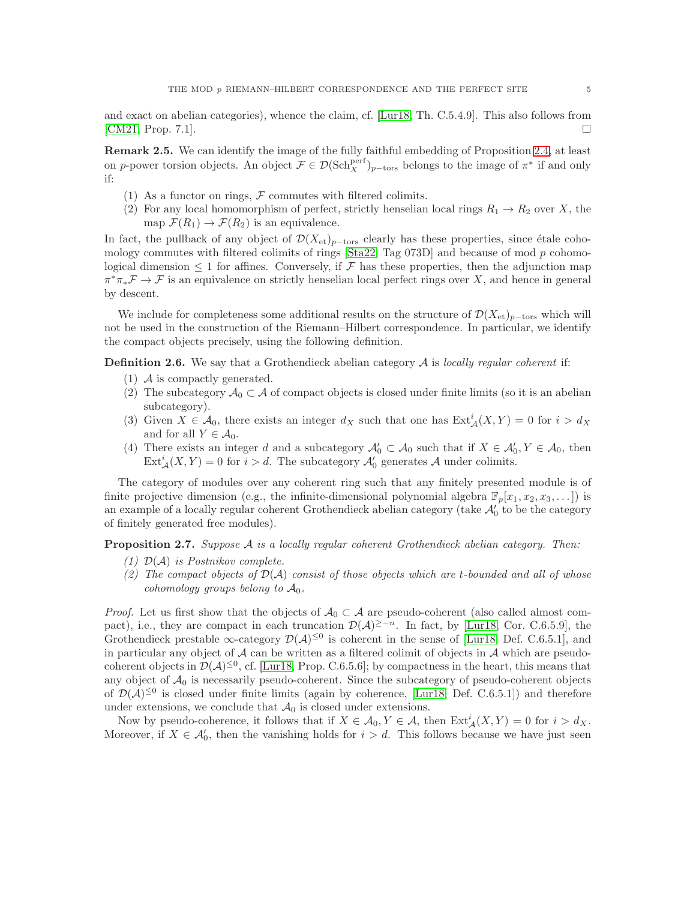and exact on abelian categories), whence the claim, cf. [Lur18, Th. C.5.4.9]. This also follows from [CM21, Prop. 7.1]. □

**Remark 2.5.** We can identify the image of the fully faithful embedding of Proposition 2.4, at least on $p$-power torsion objects. An object $\mathcal{F} \in \mathcal{D}(\mathrm{Sch}_X^{\mathrm{perf}})_{p-\mathrm{tors}}$ belongs to the image of $\pi^*$ if and only if:

1. As a functor on rings, $\mathcal{F}$ commutes with filtered colimits.
2. For any local homomorphism of perfect, strictly henselian local rings $R_1 \to R_2$ over $X$, the map $\mathcal{F}(R_1) \to \mathcal{F}(R_2)$ is an equivalence.

In fact, the pullback of any object of $\mathcal{D}(X_{\mathrm{et}})_{p-\mathrm{tors}}$ clearly has these properties, since étale cohomology commutes with filtered colimits of rings [Sta22, Tag 073D] and because of mod $p$ cohomological dimension $\leq 1$ for affines. Conversely, if $\mathcal{F}$ has these properties, then the adjunction map $\pi^*\pi_*\mathcal{F} \to \mathcal{F}$ is an equivalence on strictly henselian local perfect rings over $X$, and hence in general by descent.

We include for completeness some additional results on the structure of $\mathcal{D}(X_{\mathrm{et}})_{p-\mathrm{tors}}$ which will not be used in the construction of the Riemann–Hilbert correspondence. In particular, we identify the compact objects precisely, using the following definition.

**Definition 2.6.** We say that a Grothendieck abelian category $\mathcal{A}$ is *locally regular coherent* if:

1. $\mathcal{A}$ is compactly generated.
2. The subcategory $\mathcal{A}_0 \subset \mathcal{A}$ of compact objects is closed under finite limits (so it is an abelian subcategory).
3. Given $X \in \mathcal{A}_0$, there exists an integer $d_X$ such that one has $\mathrm{Ext}^i_{\mathcal{A}}(X, Y) = 0$ for $i > d_X$ and for all $Y \in \mathcal{A}_0$.
4. There exists an integer $d$ and a subcategory $\mathcal{A}_0' \subset \mathcal{A}_0$ such that if $X \in \mathcal{A}_0', Y \in \mathcal{A}_0$, then $\mathrm{Ext}^i_{\mathcal{A}}(X, Y) = 0$ for $i > d$. The subcategory $\mathcal{A}_0'$ generates $\mathcal{A}$ under colimits.

The category of modules over any coherent ring such that any finitely presented module is of finite projective dimension (e.g., the infinite-dimensional polynomial algebra $\mathbb{F}_p[x_1, x_2, x_3, \dots]$) is an example of a locally regular coherent Grothendieck abelian category (take $\mathcal{A}_0'$ to be the category of finitely generated free modules).

**Proposition 2.7.** *Suppose $\mathcal{A}$ is a locally regular coherent Grothendieck abelian category. Then:*

1. *$\mathcal{D}(\mathcal{A})$ is Postnikov complete.*
2. *The compact objects of $\mathcal{D}(\mathcal{A})$ consist of those objects which are t-bounded and all of whose cohomology groups belong to $\mathcal{A}_0$.*

*Proof.* Let us first show that the objects of $\mathcal{A}_0 \subset \mathcal{A}$ are pseudo-coherent (also called almost compact), i.e., they are compact in each truncation $\mathcal{D}(\mathcal{A})^{\geq -n}$. In fact, by [Lur18, Cor. C.6.5.9], the Grothendieck prestable $\infty$-category $\mathcal{D}(\mathcal{A})^{\leq 0}$ is coherent in the sense of [Lur18, Def. C.6.5.1], and in particular any object of $\mathcal{A}$ can be written as a filtered colimit of objects in $\mathcal{A}$ which are pseudo-coherent objects in $\mathcal{D}(\mathcal{A})^{\leq 0}$, cf. [Lur18, Prop. C.6.5.6]; by compactness in the heart, this means that any object of $\mathcal{A}_0$ is necessarily pseudo-coherent. Since the subcategory of pseudo-coherent objects of $\mathcal{D}(\mathcal{A})^{\leq 0}$ is closed under finite limits (again by coherence, [Lur18, Def. C.6.5.1]) and therefore under extensions, we conclude that $\mathcal{A}_0$ is closed under extensions.

Now by pseudo-coherence, it follows that if $X \in \mathcal{A}_0, Y \in \mathcal{A}$, then $\mathrm{Ext}^i_{\mathcal{A}}(X, Y) = 0$ for $i > d_X$. Moreover, if $X \in \mathcal{A}_0'$, then the vanishing holds for $i > d$. This follows because we have just seen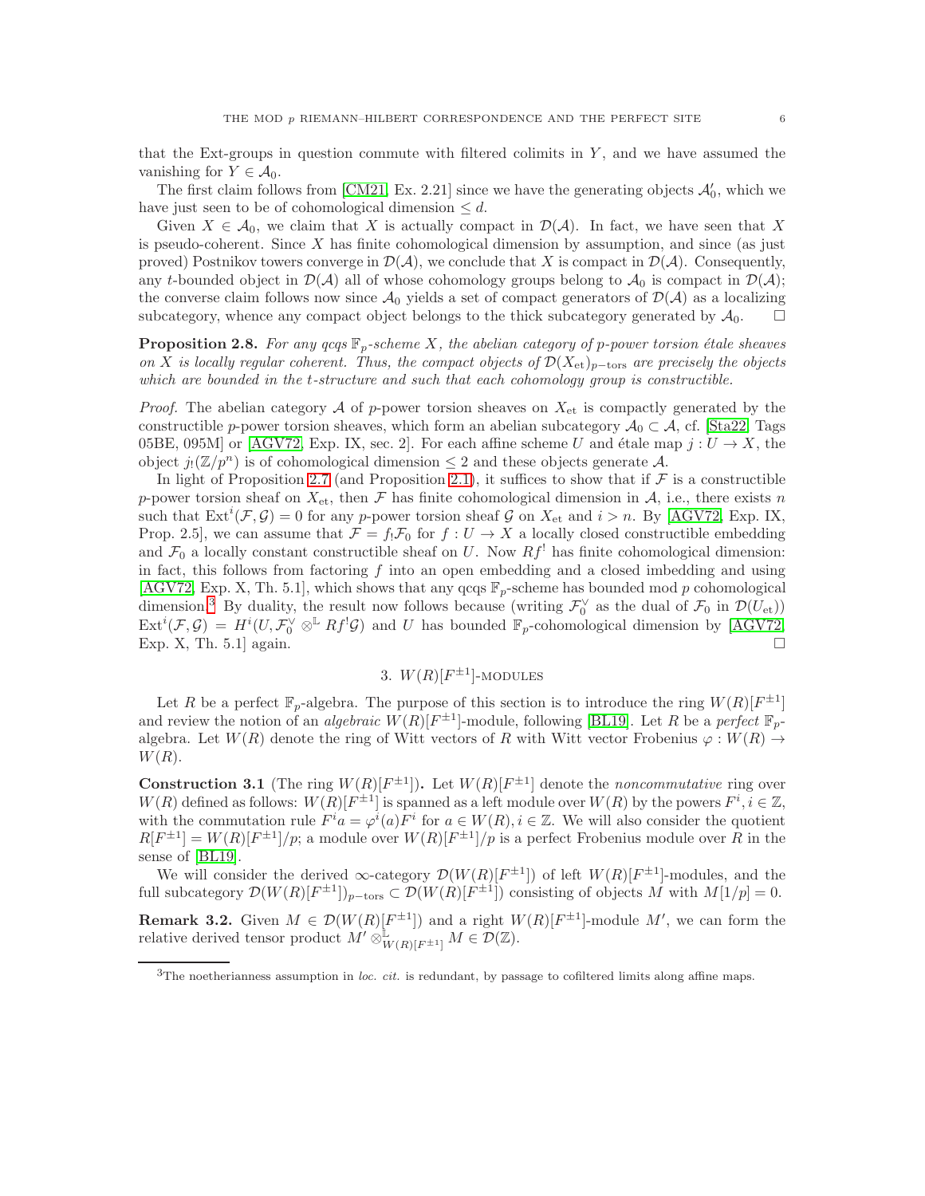that the Ext-groups in question commute with filtered colimits in $Y$, and we have assumed the vanishing for $Y \in \mathcal{A}_0$.

The first claim follows from [CM21, Ex. 2.21] since we have the generating objects $\mathcal{A}_0'$, which we have just seen to be of cohomological dimension $\leq d$.

Given $X \in \mathcal{A}_0$, we claim that $X$ is actually compact in $\mathcal{D}(\mathcal{A})$. In fact, we have seen that $X$ is pseudo-coherent. Since $X$ has finite cohomological dimension by assumption, and since (as just proved) Postnikov towers converge in $\mathcal{D}(\mathcal{A})$, we conclude that $X$ is compact in $\mathcal{D}(\mathcal{A})$. Consequently, any $t$-bounded object in $\mathcal{D}(\mathcal{A})$ all of whose cohomology groups belong to $\mathcal{A}_0$ is compact in $\mathcal{D}(\mathcal{A})$; the converse claim follows now since $\mathcal{A}_0$ yields a set of compact generators of $\mathcal{D}(\mathcal{A})$ as a localizing subcategory, whence any compact object belongs to the thick subcategory generated by $\mathcal{A}_0$. □

**Proposition 2.8.** *For any qcqs $\mathbb{F}_p$-scheme $X$, the abelian category of $p$-power torsion étale sheaves on $X$ is locally regular coherent. Thus, the compact objects of $\mathcal{D}(X_{\mathrm{et}})_{p-\mathrm{tors}}$ are precisely the objects which are bounded in the $t$-structure and such that each cohomology group is constructible.*

*Proof.* The abelian category $\mathcal{A}$ of $p$-power torsion sheaves on $X_{\mathrm{et}}$ is compactly generated by the constructible $p$-power torsion sheaves, which form an abelian subcategory $\mathcal{A}_0 \subset \mathcal{A}$, cf. [Sta22, Tags 05BE, 095M] or [AGV72, Exp. IX, sec. 2]. For each affine scheme $U$ and étale map $j : U \to X$, the object $j_!(\mathbb{Z}/p^n)$ is of cohomological dimension $\leq 2$ and these objects generate $\mathcal{A}$.

In light of Proposition 2.7 (and Proposition 2.1), it suffices to show that if $\mathcal{F}$ is a constructible $p$-power torsion sheaf on $X_{\mathrm{et}}$, then $\mathcal{F}$ has finite cohomological dimension in $\mathcal{A}$, i.e., there exists $n$ such that $\mathrm{Ext}^i(\mathcal{F}, \mathcal{G}) = 0$ for any $p$-power torsion sheaf $\mathcal{G}$ on $X_{\mathrm{et}}$ and $i > n$. By [AGV72, Exp. IX, Prop. 2.5], we can assume that $\mathcal{F} = f_! \mathcal{F}_0$ for $f : U \to X$ a locally closed constructible embedding and $\mathcal{F}_0$ a locally constant constructible sheaf on $U$. Now $Rf^!$ has finite cohomological dimension: in fact, this follows from factoring $f$ into an open embedding and a closed imbedding and using [AGV72, Exp. X, Th. 5.1], which shows that any qcqs $\mathbb{F}_p$-scheme has bounded mod $p$ cohomological dimension.[3] By duality, the result now follows because (writing $\mathcal{F}_0^\vee$ as the dual of $\mathcal{F}_0$ in $\mathcal{D}(U_{\mathrm{et}})$) $\mathrm{Ext}^i(\mathcal{F}, \mathcal{G}) = H^i(U, \mathcal{F}_0^\vee \otimes^{\mathbb{L}} Rf^! \mathcal{G})$ and $U$ has bounded $\mathbb{F}_p$-cohomological dimension by [AGV72, Exp. X, Th. 5.1] again. □

## 3. $W(R)[F^{\pm 1}]$-modules

Let $R$ be a perfect $\mathbb{F}_p$-algebra. The purpose of this section is to introduce the ring $W(R)[F^{\pm 1}]$ and review the notion of an *algebraic* $W(R)[F^{\pm 1}]$-module, following [BL19]. Let $R$ be a *perfect* $\mathbb{F}_p$-algebra. Let $W(R)$ denote the ring of Witt vectors of $R$ with Witt vector Frobenius $\varphi : W(R) \to W(R)$.

**Construction 3.1** (The ring $W(R)[F^{\pm 1}]$)**.** Let $W(R)[F^{\pm 1}]$ denote the *noncommutative* ring over $W(R)$ defined as follows: $W(R)[F^{\pm 1}]$ is spanned as a left module over $W(R)$ by the powers $F^i, i \in \mathbb{Z}$, with the commutation rule $F^i a = \varphi^i(a) F^i$ for $a \in W(R), i \in \mathbb{Z}$. We will also consider the quotient $R[F^{\pm 1}] = W(R)[F^{\pm 1}]/p$; a module over $W(R)[F^{\pm 1}]/p$ is a perfect Frobenius module over $R$ in the sense of [BL19].

We will consider the derived $\infty$-category $\mathcal{D}(W(R)[F^{\pm 1}])$ of left $W(R)[F^{\pm 1}]$-modules, and the full subcategory $\mathcal{D}(W(R)[F^{\pm 1}])_{p-\mathrm{tors}} \subset \mathcal{D}(W(R)[F^{\pm 1}])$ consisting of objects $M$ with $M[1/p] = 0$.

**Remark 3.2.** Given $M \in \mathcal{D}(W(R)[F^{\pm 1}])$ and a right $W(R)[F^{\pm 1}]$-module $M'$, we can form the relative derived tensor product $M' \otimes^{\mathbb{L}}_{W(R)[F^{\pm 1}]} M \in \mathcal{D}(\mathbb{Z})$.

[3] The noetherianness assumption in *loc. cit.* is redundant, by passage to cofiltered limits along affine maps.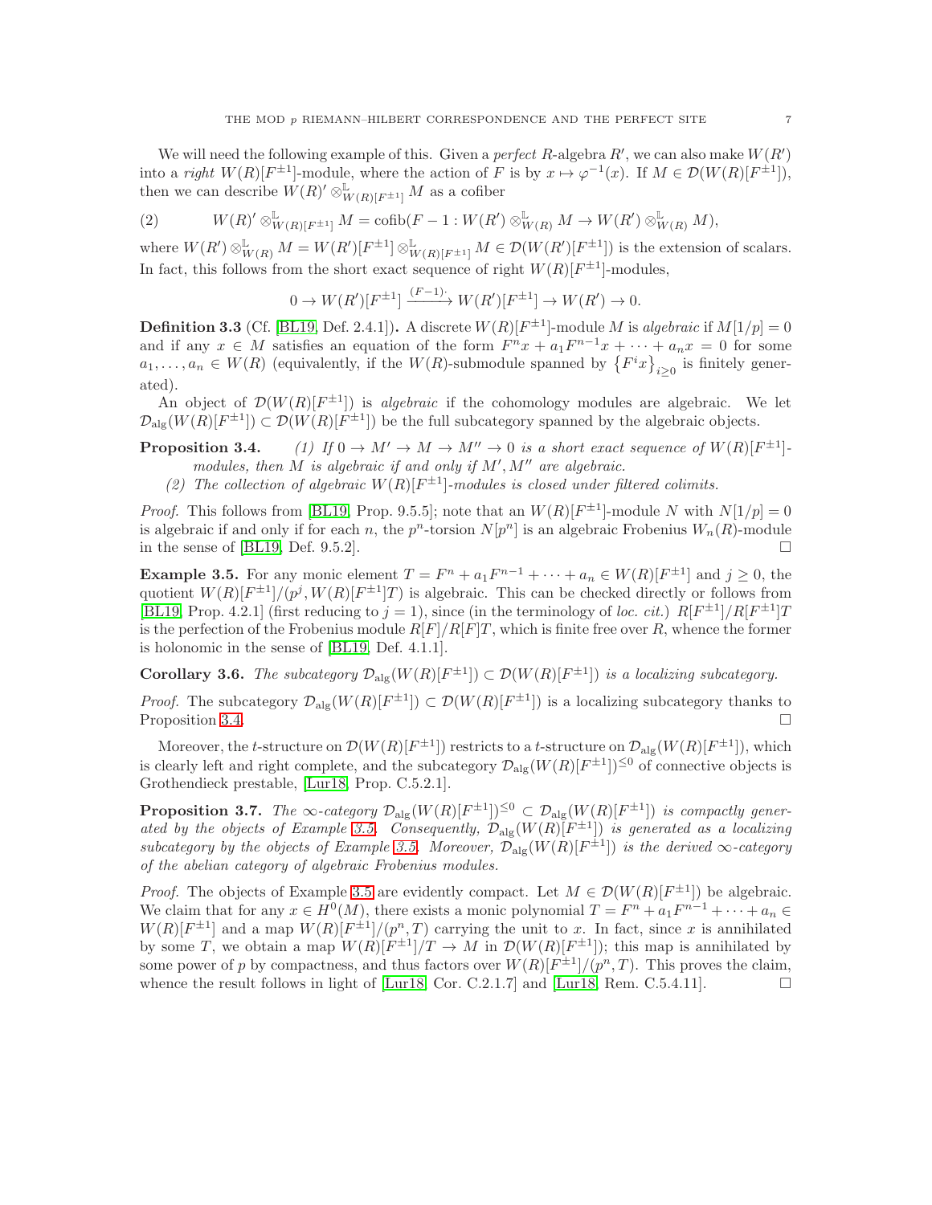We will need the following example of this. Given a *perfect* $R$-algebra $R'$, we can also make $W(R')$ into a *right* $W(R)[F^{\pm 1}]$-module, where the action of $F$ is by $x \mapsto \varphi^{-1}(x)$. If $M \in \mathcal{D}(W(R)[F^{\pm 1}])$, then we can describe $W(R)' \otimes^{\mathbb{L}}_{W(R)[F^{\pm 1}]} M$ as a cofiber

$$W(R)' \otimes^{\mathbb{L}}_{W(R)[F^{\pm 1}]} M = \mathrm{cofib}(F - 1 : W(R') \otimes^{\mathbb{L}}_{W(R)} M \to W(R') \otimes^{\mathbb{L}}_{W(R)} M), \tag{2}$$

where $W(R') \otimes^{\mathbb{L}}_{W(R)} M = W(R')[F^{\pm 1}] \otimes^{\mathbb{L}}_{W(R)[F^{\pm 1}]} M \in \mathcal{D}(W(R')[F^{\pm 1}])$ is the extension of scalars. In fact, this follows from the short exact sequence of right $W(R)[F^{\pm 1}]$-modules,

$$0 \to W(R')[F^{\pm 1}] \xrightarrow{(F-1)\cdot} W(R')[F^{\pm 1}] \to W(R') \to 0.$$

**Definition 3.3** (Cf. [BL19, Def. 2.4.1])**.** A discrete $W(R)[F^{\pm 1}]$-module $M$ is *algebraic* if $M[1/p] = 0$ and if any $x \in M$ satisfies an equation of the form $F^n x + a_1 F^{n-1} x + \cdots + a_n x = 0$ for some $a_1, \ldots, a_n \in W(R)$ (equivalently, if the $W(R)$-submodule spanned by $\{F^i x\}_{i \geq 0}$ is finitely generated).

An object of $\mathcal{D}(W(R)[F^{\pm 1}])$ is *algebraic* if the cohomology modules are algebraic. We let $\mathcal{D}_{\mathrm{alg}}(W(R)[F^{\pm 1}]) \subset \mathcal{D}(W(R)[F^{\pm 1}])$ be the full subcategory spanned by the algebraic objects.

**Proposition 3.4.** *(1) If $0 \to M' \to M \to M'' \to 0$ is a short exact sequence of $W(R)[F^{\pm 1}]$-modules, then $M$ is algebraic if and only if $M', M''$ are algebraic.*
*(2) The collection of algebraic $W(R)[F^{\pm 1}]$-modules is closed under filtered colimits.*

*Proof.* This follows from [BL19, Prop. 9.5.5]; note that an $W(R)[F^{\pm 1}]$-module $N$ with $N[1/p] = 0$ is algebraic if and only if for each $n$, the $p^n$-torsion $N[p^n]$ is an algebraic Frobenius $W_n(R)$-module in the sense of [BL19, Def. 9.5.2]. □

**Example 3.5.** For any monic element $T = F^n + a_1 F^{n-1} + \cdots + a_n \in W(R)[F^{\pm 1}]$ and $j \geq 0$, the quotient $W(R)[F^{\pm 1}]/(p^j, W(R)[F^{\pm 1}]T)$ is algebraic. This can be checked directly or follows from [BL19, Prop. 4.2.1] (first reducing to $j = 1$), since (in the terminology of *loc. cit.*) $R[F^{\pm 1}]/R[F^{\pm 1}]T$ is the perfection of the Frobenius module $R[F]/R[F]T$, which is finite free over $R$, whence the former is holonomic in the sense of [BL19, Def. 4.1.1].

**Corollary 3.6.** *The subcategory $\mathcal{D}_{\mathrm{alg}}(W(R)[F^{\pm 1}]) \subset \mathcal{D}(W(R)[F^{\pm 1}])$ is a localizing subcategory.*

*Proof.* The subcategory $\mathcal{D}_{\mathrm{alg}}(W(R)[F^{\pm 1}]) \subset \mathcal{D}(W(R)[F^{\pm 1}])$ is a localizing subcategory thanks to Proposition 3.4. □

Moreover, the $t$-structure on $\mathcal{D}(W(R)[F^{\pm 1}])$ restricts to a $t$-structure on $\mathcal{D}_{\mathrm{alg}}(W(R)[F^{\pm 1}])$, which is clearly left and right complete, and the subcategory $\mathcal{D}_{\mathrm{alg}}(W(R)[F^{\pm 1}])^{\leq 0}$ of connective objects is Grothendieck prestable, [Lur18, Prop. C.5.2.1].

**Proposition 3.7.** *The $\infty$-category $\mathcal{D}_{\mathrm{alg}}(W(R)[F^{\pm 1}])^{\leq 0} \subset \mathcal{D}_{\mathrm{alg}}(W(R)[F^{\pm 1}])$ is compactly generated by the objects of Example 3.5. Consequently, $\mathcal{D}_{\mathrm{alg}}(W(R)[F^{\pm 1}])$ is generated as a localizing subcategory by the objects of Example 3.5. Moreover, $\mathcal{D}_{\mathrm{alg}}(W(R)[F^{\pm 1}])$ is the derived $\infty$-category of the abelian category of algebraic Frobenius modules.*

*Proof.* The objects of Example 3.5 are evidently compact. Let $M \in \mathcal{D}(W(R)[F^{\pm 1}])$ be algebraic. We claim that for any $x \in H^0(M)$, there exists a monic polynomial $T = F^n + a_1 F^{n-1} + \cdots + a_n \in W(R)[F^{\pm 1}]$ and a map $W(R)[F^{\pm 1}]/(p^n, T)$ carrying the unit to $x$. In fact, since $x$ is annihilated by some $T$, we obtain a map $W(R)[F^{\pm 1}]/T \to M$ in $\mathcal{D}(W(R)[F^{\pm 1}])$; this map is annihilated by some power of $p$ by compactness, and thus factors over $W(R)[F^{\pm 1}]/(p^n, T)$. This proves the claim, whence the result follows in light of [Lur18, Cor. C.2.1.7] and [Lur18, Rem. C.5.4.11]. □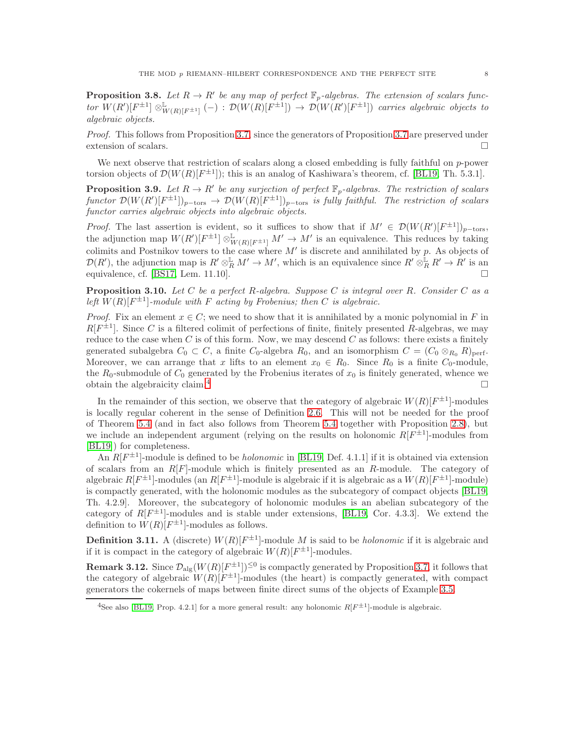**Proposition 3.8.** *Let $R \to R'$ be any map of perfect $\mathbb{F}_p$-algebras. The extension of scalars functor $W(R')[F^{\pm 1}] \otimes^{\mathbb{L}}_{W(R)[F^{\pm 1}]} (-) : \mathcal{D}(W(R)[F^{\pm 1}]) \to \mathcal{D}(W(R')[F^{\pm 1}])$ carries algebraic objects to algebraic objects.*

*Proof.* This follows from Proposition 3.7, since the generators of Proposition 3.7 are preserved under extension of scalars. $\square$

We next observe that restriction of scalars along a closed embedding is fully faithful on $p$-power torsion objects of $\mathcal{D}(W(R)[F^{\pm 1}])$; this is an analog of Kashiwara's theorem, cf. [BL19, Th. 5.3.1].

**Proposition 3.9.** *Let $R \to R'$ be any surjection of perfect $\mathbb{F}_p$-algebras. The restriction of scalars functor $\mathcal{D}(W(R')[F^{\pm 1}])_{p-\mathrm{tors}} \to \mathcal{D}(W(R)[F^{\pm 1}])_{p-\mathrm{tors}}$ is fully faithful. The restriction of scalars functor carries algebraic objects into algebraic objects.*

*Proof.* The last assertion is evident, so it suffices to show that if $M' \in \mathcal{D}(W(R')[F^{\pm 1}])_{p-\mathrm{tors}}$, the adjunction map $W(R')[F^{\pm 1}] \otimes^{\mathbb{L}}_{W(R)[F^{\pm 1}]} M' \to M'$ is an equivalence. This reduces by taking colimits and Postnikov towers to the case where $M'$ is discrete and annihilated by $p$. As objects of $\mathcal{D}(R')$, the adjunction map is $R' \otimes^{\mathbb{L}}_R M' \to M'$, which is an equivalence since $R' \otimes^{\mathbb{L}}_R R' \to R'$ is an equivalence, cf. [BS17, Lem. 11.10]. $\square$

**Proposition 3.10.** *Let $C$ be a perfect $R$-algebra. Suppose $C$ is integral over $R$. Consider $C$ as a left $W(R)[F^{\pm 1}]$-module with $F$ acting by Frobenius; then $C$ is algebraic.*

*Proof.* Fix an element $x \in C$; we need to show that it is annihilated by a monic polynomial in $F$ in $R[F^{\pm 1}]$. Since $C$ is a filtered colimit of perfections of finite, finitely presented $R$-algebras, we may reduce to the case when $C$ is of this form. Now, we may descend $C$ as follows: there exists a finitely generated subalgebra $C_0 \subset C$, a finite $C_0$-algebra $R_0$, and an isomorphism $C = (C_0 \otimes_{R_0} R)_{\mathrm{perf}}$. Moreover, we can arrange that $x$ lifts to an element $x_0 \in R_0$. Since $R_0$ is a finite $C_0$-module, the $R_0$-submodule of $C_0$ generated by the Frobenius iterates of $x_0$ is finitely generated, whence we obtain the algebraicity claim.[4] $\square$

In the remainder of this section, we observe that the category of algebraic $W(R)[F^{\pm 1}]$-modules is locally regular coherent in the sense of Definition 2.6. This will not be needed for the proof of Theorem 5.4 (and in fact also follows from Theorem 5.4 together with Proposition 2.8), but we include an independent argument (relying on the results on holonomic $R[F^{\pm 1}]$-modules from [BL19]) for completeness.

An $R[F^{\pm 1}]$-module is defined to be *holonomic* in [BL19, Def. 4.1.1] if it is obtained via extension of scalars from an $R[F]$-module which is finitely presented as an $R$-module. The category of algebraic $R[F^{\pm 1}]$-modules (an $R[F^{\pm 1}]$-module is algebraic if it is algebraic as a $W(R)[F^{\pm 1}]$-module) is compactly generated, with the holonomic modules as the subcategory of compact objects [BL19, Th. 4.2.9]. Moreover, the subcategory of holonomic modules is an abelian subcategory of the category of $R[F^{\pm 1}]$-modules and is stable under extensions, [BL19, Cor. 4.3.3]. We extend the definition to $W(R)[F^{\pm 1}]$-modules as follows.

**Definition 3.11.** A (discrete) $W(R)[F^{\pm 1}]$-module $M$ is said to be *holonomic* if it is algebraic and if it is compact in the category of algebraic $W(R)[F^{\pm 1}]$-modules.

**Remark 3.12.** Since $\mathcal{D}_{\mathrm{alg}}(W(R)[F^{\pm 1}])^{\leq 0}$ is compactly generated by Proposition 3.7, it follows that the category of algebraic $W(R)[F^{\pm 1}]$-modules (the heart) is compactly generated, with compact generators the cokernels of maps between finite direct sums of the objects of Example 3.5.

---

[4] See also [BL19, Prop. 4.2.1] for a more general result: any holonomic $R[F^{\pm 1}]$-module is algebraic.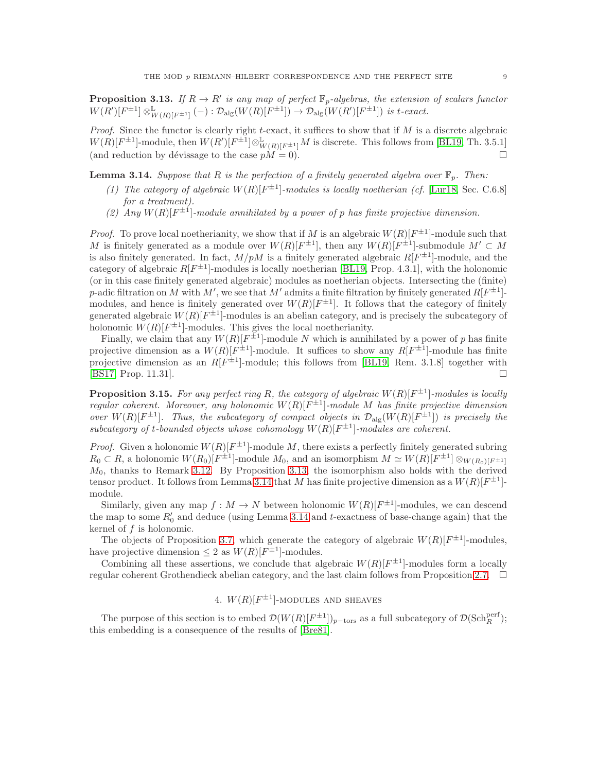**Proposition 3.13.** *If $R \to R'$ is any map of perfect $\mathbb{F}_p$-algebras, the extension of scalars functor $W(R')[F^{\pm 1}] \otimes^{\mathbb{L}}_{W(R)[F^{\pm 1}]} (-) : \mathcal{D}_{\mathrm{alg}}(W(R)[F^{\pm 1}]) \to \mathcal{D}_{\mathrm{alg}}(W(R')[F^{\pm 1}])$ is t-exact.*

*Proof.* Since the functor is clearly right $t$-exact, it suffices to show that if $M$ is a discrete algebraic $W(R)[F^{\pm 1}]$-module, then $W(R')[F^{\pm 1}] \otimes^{\mathbb{L}}_{W(R)[F^{\pm 1}]} M$ is discrete. This follows from [BL19, Th. 3.5.1] (and reduction by dévissage to the case $pM = 0$). □

**Lemma 3.14.** *Suppose that $R$ is the perfection of a finitely generated algebra over $\mathbb{F}_p$. Then:*

1. *The category of algebraic $W(R)[F^{\pm 1}]$-modules is locally noetherian (cf. [Lur18, Sec. C.6.8] for a treatment).*
2. *Any $W(R)[F^{\pm 1}]$-module annihilated by a power of $p$ has finite projective dimension.*

*Proof.* To prove local noetherianity, we show that if $M$ is an algebraic $W(R)[F^{\pm 1}]$-module such that $M$ is finitely generated as a module over $W(R)[F^{\pm 1}]$, then any $W(R)[F^{\pm 1}]$-submodule $M' \subset M$ is also finitely generated. In fact, $M/pM$ is a finitely generated algebraic $R[F^{\pm 1}]$-module, and the category of algebraic $R[F^{\pm 1}]$-modules is locally noetherian [BL19, Prop. 4.3.1], with the holonomic (or in this case finitely generated algebraic) modules as noetherian objects. Intersecting the (finite) $p$-adic filtration on $M$ with $M'$, we see that $M'$ admits a finite filtration by finitely generated $R[F^{\pm 1}]$-modules, and hence is finitely generated over $W(R)[F^{\pm 1}]$. It follows that the category of finitely generated algebraic $W(R)[F^{\pm 1}]$-modules is an abelian category, and is precisely the subcategory of holonomic $W(R)[F^{\pm 1}]$-modules. This gives the local noetherianity.

Finally, we claim that any $W(R)[F^{\pm 1}]$-module $N$ which is annihilated by a power of $p$ has finite projective dimension as a $W(R)[F^{\pm 1}]$-module. It suffices to show any $R[F^{\pm 1}]$-module has finite projective dimension as an $R[F^{\pm 1}]$-module; this follows from [BL19, Rem. 3.1.8] together with [BS17, Prop. 11.31]. □

**Proposition 3.15.** *For any perfect ring $R$, the category of algebraic $W(R)[F^{\pm 1}]$-modules is locally regular coherent. Moreover, any holonomic $W(R)[F^{\pm 1}]$-module $M$ has finite projective dimension over $W(R)[F^{\pm 1}]$. Thus, the subcategory of compact objects in $\mathcal{D}_{\mathrm{alg}}(W(R)[F^{\pm 1}])$ is precisely the subcategory of t-bounded objects whose cohomology $W(R)[F^{\pm 1}]$-modules are coherent.*

*Proof.* Given a holonomic $W(R)[F^{\pm 1}]$-module $M$, there exists a perfectly finitely generated subring $R_0 \subset R$, a holonomic $W(R_0)[F^{\pm 1}]$-module $M_0$, and an isomorphism $M \simeq W(R)[F^{\pm 1}] \otimes_{W(R_0)[F^{\pm 1}]} M_0$, thanks to Remark 3.12. By Proposition 3.13, the isomorphism also holds with the derived tensor product. It follows from Lemma 3.14 that $M$ has finite projective dimension as a $W(R)[F^{\pm 1}]$-module.

Similarly, given any map $f : M \to N$ between holonomic $W(R)[F^{\pm 1}]$-modules, we can descend the map to some $R_0'$ and deduce (using Lemma 3.14 and $t$-exactness of base-change again) that the kernel of $f$ is holonomic.

The objects of Proposition 3.7, which generate the category of algebraic $W(R)[F^{\pm 1}]$-modules, have projective dimension $\leq 2$ as $W(R)[F^{\pm 1}]$-modules.

Combining all these assertions, we conclude that algebraic $W(R)[F^{\pm 1}]$-modules form a locally regular coherent Grothendieck abelian category, and the last claim follows from Proposition 2.7. □

## 4. $W(R)[F^{\pm 1}]$-modules and sheaves

The purpose of this section is to embed $\mathcal{D}(W(R)[F^{\pm 1}])_{p-\mathrm{tors}}$ as a full subcategory of $\mathcal{D}(\mathrm{Sch}_R^{\mathrm{perf}})$; this embedding is a consequence of the results of [Bre81].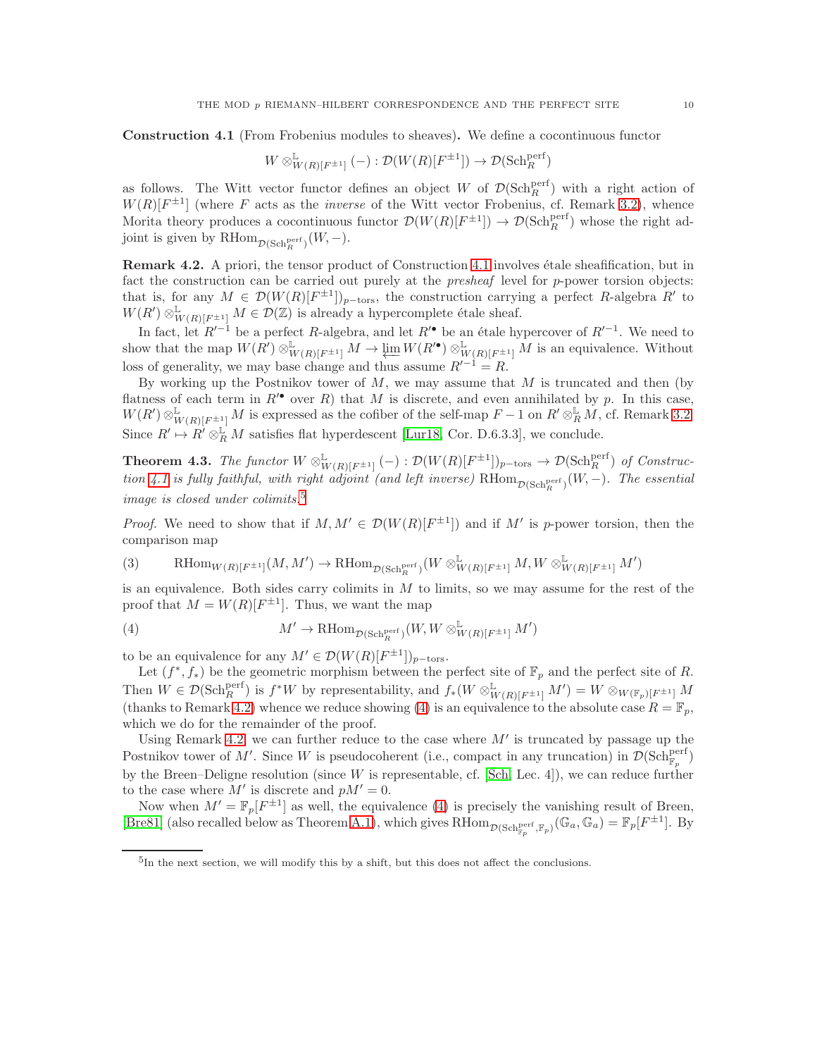**Construction 4.1** (From Frobenius modules to sheaves)**.** We define a cocontinuous functor

$$W \otimes^{\mathbb{L}}_{W(R)[F^{\pm 1}]} (-) : \mathcal{D}(W(R)[F^{\pm 1}]) \to \mathcal{D}(\mathrm{Sch}^{\mathrm{perf}}_R)$$

as follows. The Witt vector functor defines an object $W$ of $\mathcal{D}(\mathrm{Sch}^{\mathrm{perf}}_R)$ with a right action of $W(R)[F^{\pm 1}]$ (where $F$ acts as the *inverse* of the Witt vector Frobenius, cf. Remark 3.2), whence Morita theory produces a cocontinuous functor $\mathcal{D}(W(R)[F^{\pm 1}]) \to \mathcal{D}(\mathrm{Sch}^{\mathrm{perf}}_R)$ whose the right adjoint is given by $\mathrm{RHom}_{\mathcal{D}(\mathrm{Sch}^{\mathrm{perf}}_R)}(W, -)$.

**Remark 4.2.** A priori, the tensor product of Construction 4.1 involves étale sheafification, but in fact the construction can be carried out purely at the *presheaf* level for $p$-power torsion objects: that is, for any $M \in \mathcal{D}(W(R)[F^{\pm 1}])_{p-\mathrm{tors}}$, the construction carrying a perfect $R$-algebra $R'$ to $W(R') \otimes^{\mathbb{L}}_{W(R)[F^{\pm 1}]} M \in \mathcal{D}(\mathbb{Z})$ is already a hypercomplete étale sheaf.

In fact, let $R'^{-1}$ be a perfect $R$-algebra, and let $R'^{\bullet}$ be an étale hypercover of $R'^{-1}$. We need to show that the map $W(R') \otimes^{\mathbb{L}}_{W(R)[F^{\pm 1}]} M \to \varprojlim W(R'^{\bullet}) \otimes^{\mathbb{L}}_{W(R)[F^{\pm 1}]} M$ is an equivalence. Without loss of generality, we may base change and thus assume $R'^{-1} = R$.

By working up the Postnikov tower of $M$, we may assume that $M$ is truncated and then (by flatness of each term in $R'^{\bullet}$ over $R$) that $M$ is discrete, and even annihilated by $p$. In this case, $W(R') \otimes^{\mathbb{L}}_{W(R)[F^{\pm 1}]} M$ is expressed as the cofiber of the self-map $F - 1$ on $R' \otimes^{\mathbb{L}}_R M$, cf. Remark 3.2. Since $R' \mapsto R' \otimes^{\mathbb{L}}_R M$ satisfies flat hyperdescent [Lur18, Cor. D.6.3.3], we conclude.

**Theorem 4.3.** *The functor $W \otimes^{\mathbb{L}}_{W(R)[F^{\pm 1}]} (-) : \mathcal{D}(W(R)[F^{\pm 1}])_{p-\mathrm{tors}} \to \mathcal{D}(\mathrm{Sch}^{\mathrm{perf}}_R)$ of Construction 4.1 is fully faithful, with right adjoint (and left inverse) $\mathrm{RHom}_{\mathcal{D}(\mathrm{Sch}^{\mathrm{perf}}_R)}(W, -)$. The essential image is closed under colimits.*[5]

*Proof.* We need to show that if $M, M' \in \mathcal{D}(W(R)[F^{\pm 1}])$ and if $M'$ is $p$-power torsion, then the comparison map

$$\mathrm{RHom}_{W(R)[F^{\pm 1}]}(M, M') \to \mathrm{RHom}_{\mathcal{D}(\mathrm{Sch}^{\mathrm{perf}}_R)}(W \otimes^{\mathbb{L}}_{W(R)[F^{\pm 1}]} M, W \otimes^{\mathbb{L}}_{W(R)[F^{\pm 1}]} M') \tag{3}$$

is an equivalence. Both sides carry colimits in $M$ to limits, so we may assume for the rest of the proof that $M = W(R)[F^{\pm 1}]$. Thus, we want the map

$$M' \to \mathrm{RHom}_{\mathcal{D}(\mathrm{Sch}^{\mathrm{perf}}_R)}(W, W \otimes^{\mathbb{L}}_{W(R)[F^{\pm 1}]} M') \tag{4}$$

to be an equivalence for any $M' \in \mathcal{D}(W(R)[F^{\pm 1}])_{p-\mathrm{tors}}$.

Let $(f^*, f_*)$ be the geometric morphism between the perfect site of $\mathbb{F}_p$ and the perfect site of $R$. Then $W \in \mathcal{D}(\mathrm{Sch}^{\mathrm{perf}}_R)$ is $f^*W$ by representability, and $f_*(W \otimes^{\mathbb{L}}_{W(R)[F^{\pm 1}]} M') = W \otimes_{W(\mathbb{F}_p)[F^{\pm 1}]} M$ (thanks to Remark 4.2) whence we reduce showing (4) is an equivalence to the absolute case $R = \mathbb{F}_p$, which we do for the remainder of the proof.

Using Remark 4.2, we can further reduce to the case where $M'$ is truncated by passage up the Postnikov tower of $M'$. Since $W$ is pseudocoherent (i.e., compact in any truncation) in $\mathcal{D}(\mathrm{Sch}^{\mathrm{perf}}_{\mathbb{F}_p})$ by the Breen–Deligne resolution (since $W$ is representable, cf. [Sch, Lec. 4]), we can reduce further to the case where $M'$ is discrete and $pM' = 0$.

Now when $M' = \mathbb{F}_p[F^{\pm 1}]$ as well, the equivalence (4) is precisely the vanishing result of Breen, [Bre81] (also recalled below as Theorem A.1), which gives $\mathrm{RHom}_{\mathcal{D}(\mathrm{Sch}^{\mathrm{perf}}_{\mathbb{F}_p}, \mathbb{F}_p)}(\mathbb{G}_a, \mathbb{G}_a) = \mathbb{F}_p[F^{\pm 1}]$. By

[5] In the next section, we will modify this by a shift, but this does not affect the conclusions.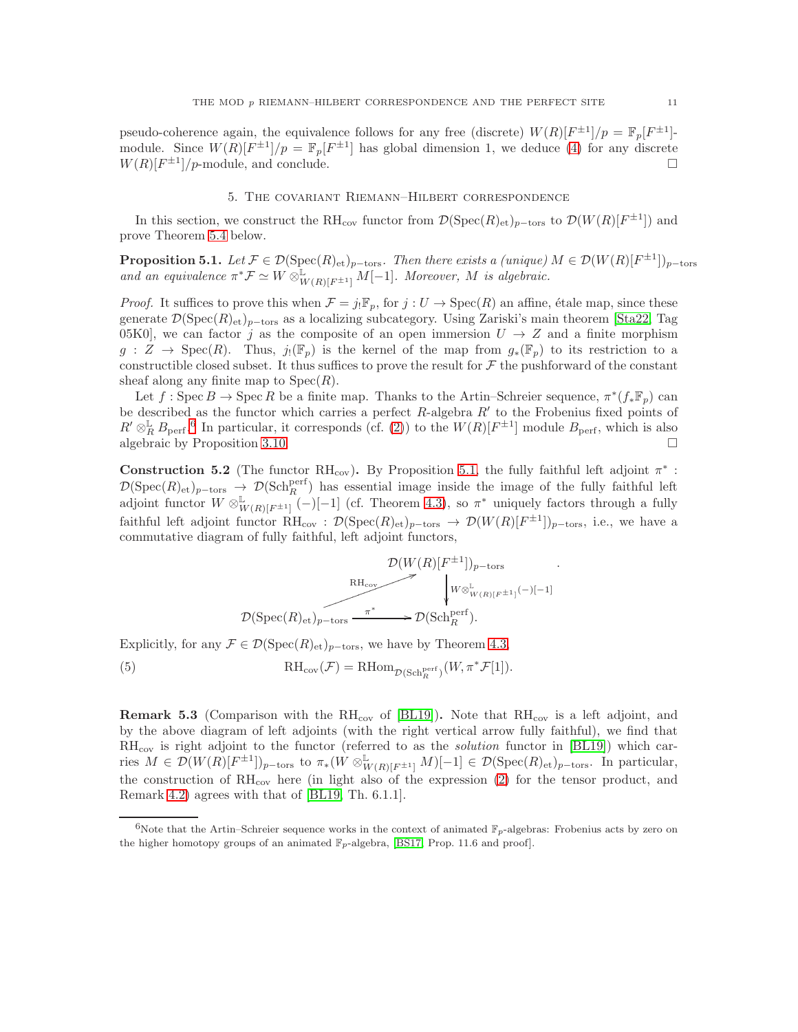pseudo-coherence again, the equivalence follows for any free (discrete) $W(R)[F^{\pm 1}]/p = \mathbb{F}_p[F^{\pm 1}]$-module. Since $W(R)[F^{\pm 1}]/p = \mathbb{F}_p[F^{\pm 1}]$ has global dimension 1, we deduce (4) for any discrete $W(R)[F^{\pm 1}]/p$-module, and conclude. □

## 5. The covariant Riemann–Hilbert correspondence

In this section, we construct the $\mathrm{RH}_{\mathrm{cov}}$ functor from $\mathcal{D}(\mathrm{Spec}(R)_{\mathrm{et}})_{p-\mathrm{tors}}$ to $\mathcal{D}(W(R)[F^{\pm 1}])$ and prove Theorem 5.4 below.

**Proposition 5.1.** *Let $\mathcal{F} \in \mathcal{D}(\mathrm{Spec}(R)_{\mathrm{et}})_{p-\mathrm{tors}}$. Then there exists a (unique) $M \in \mathcal{D}(W(R)[F^{\pm 1}])_{p-\mathrm{tors}}$ and an equivalence $\pi^*\mathcal{F} \simeq W \otimes^{\mathbb{L}}_{W(R)[F^{\pm 1}]} M[-1]$. Moreover, $M$ is algebraic.*

*Proof.* It suffices to prove this when $\mathcal{F} = j_!\mathbb{F}_p$, for $j : U \to \mathrm{Spec}(R)$ an affine, étale map, since these generate $\mathcal{D}(\mathrm{Spec}(R)_{\mathrm{et}})_{p-\mathrm{tors}}$ as a localizing subcategory. Using Zariski's main theorem [Sta22, Tag 05K0], we can factor $j$ as the composite of an open immersion $U \to Z$ and a finite morphism $g : Z \to \mathrm{Spec}(R)$. Thus, $j_!(\mathbb{F}_p)$ is the kernel of the map from $g_*(\mathbb{F}_p)$ to its restriction to a constructible closed subset. It thus suffices to prove the result for $\mathcal{F}$ the pushforward of the constant sheaf along any finite map to $\mathrm{Spec}(R)$.

Let $f : \mathrm{Spec}\, B \to \mathrm{Spec}\, R$ be a finite map. Thanks to the Artin–Schreier sequence, $\pi^*(f_*\mathbb{F}_p)$ can be described as the functor which carries a perfect $R$-algebra $R'$ to the Frobenius fixed points of $R' \otimes^{\mathbb{L}}_R B_{\mathrm{perf}}$.[6] In particular, it corresponds (cf. (2)) to the $W(R)[F^{\pm 1}]$ module $B_{\mathrm{perf}}$, which is also algebraic by Proposition 3.10. □

**Construction 5.2** (The functor $\mathrm{RH}_{\mathrm{cov}}$)**.** By Proposition 5.1, the fully faithful left adjoint $\pi^* : \mathcal{D}(\mathrm{Spec}(R)_{\mathrm{et}})_{p-\mathrm{tors}} \to \mathcal{D}(\mathrm{Sch}_R^{\mathrm{perf}})$ has essential image inside the image of the fully faithful left adjoint functor $W \otimes^{\mathbb{L}}_{W(R)[F^{\pm 1}]} (-)[-1]$ (cf. Theorem 4.3), so $\pi^*$ uniquely factors through a fully faithful left adjoint functor $\mathrm{RH}_{\mathrm{cov}} : \mathcal{D}(\mathrm{Spec}(R)_{\mathrm{et}})_{p-\mathrm{tors}} \to \mathcal{D}(W(R)[F^{\pm 1}])_{p-\mathrm{tors}}$, i.e., we have a commutative diagram of fully faithful, left adjoint functors,

$$\begin{array}{ccc} & & \mathcal{D}(W(R)[F^{\pm 1}])_{p-\mathrm{tors}} \\ & \overset{\mathrm{RH}_{\mathrm{cov}}}{\nearrow} & \Big\downarrow {\scriptstyle W \otimes^{\mathbb{L}}_{W(R)[F^{\pm 1}]}(-)[-1]} \\ \mathcal{D}(\mathrm{Spec}(R)_{\mathrm{et}})_{p-\mathrm{tors}} & \xrightarrow{\pi^*} & \mathcal{D}(\mathrm{Sch}_R^{\mathrm{perf}}). \end{array}$$

Explicitly, for any $\mathcal{F} \in \mathcal{D}(\mathrm{Spec}(R)_{\mathrm{et}})_{p-\mathrm{tors}}$, we have by Theorem 4.3

$$\mathrm{RH}_{\mathrm{cov}}(\mathcal{F}) = \mathrm{RHom}_{\mathcal{D}(\mathrm{Sch}_R^{\mathrm{perf}})}(W, \pi^*\mathcal{F}[1]). \tag{5}$$

**Remark 5.3** (Comparison with the $\mathrm{RH}_{\mathrm{cov}}$ of [BL19])**.** Note that $\mathrm{RH}_{\mathrm{cov}}$ is a left adjoint, and by the above diagram of left adjoints (with the right vertical arrow fully faithful), we find that $\mathrm{RH}_{\mathrm{cov}}$ is right adjoint to the functor (referred to as the *solution* functor in [BL19]) which carries $M \in \mathcal{D}(W(R)[F^{\pm 1}])_{p-\mathrm{tors}}$ to $\pi_*(W \otimes^{\mathbb{L}}_{W(R)[F^{\pm 1}]} M)[-1] \in \mathcal{D}(\mathrm{Spec}(R)_{\mathrm{et}})_{p-\mathrm{tors}}$. In particular, the construction of $\mathrm{RH}_{\mathrm{cov}}$ here (in light also of the expression (2) for the tensor product, and Remark 4.2) agrees with that of [BL19, Th. 6.1.1].

[6] Note that the Artin–Schreier sequence works in the context of animated $\mathbb{F}_p$-algebras: Frobenius acts by zero on the higher homotopy groups of an animated $\mathbb{F}_p$-algebra, [BS17, Prop. 11.6 and proof].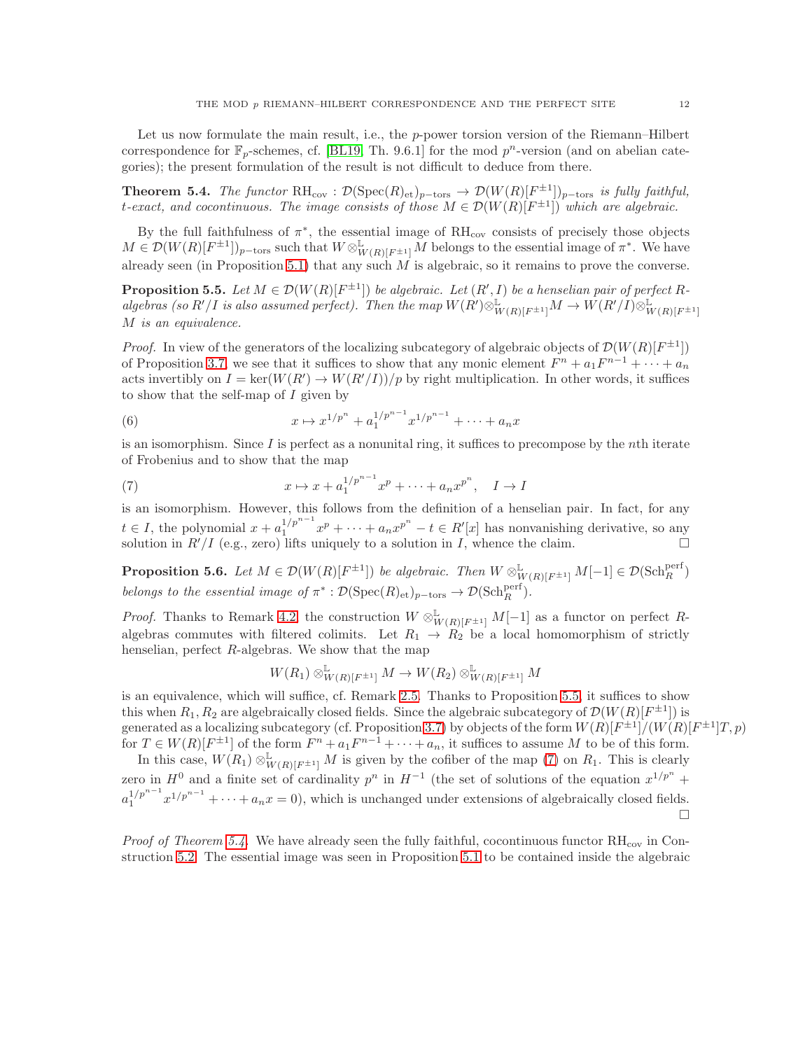Let us now formulate the main result, i.e., the $p$-power torsion version of the Riemann–Hilbert correspondence for $\mathbb{F}_p$-schemes, cf. [BL19, Th. 9.6.1] for the mod $p^n$-version (and on abelian categories); the present formulation of the result is not difficult to deduce from there.

**Theorem 5.4.** *The functor* $\mathrm{RH}_{\mathrm{cov}} : \mathcal{D}(\mathrm{Spec}(R)_{\mathrm{et}})_{p-\mathrm{tors}} \to \mathcal{D}(W(R)[F^{\pm 1}])_{p-\mathrm{tors}}$ *is fully faithful, t-exact, and cocontinuous. The image consists of those* $M \in \mathcal{D}(W(R)[F^{\pm 1}])$ *which are algebraic.*

By the full faithfulness of $\pi^*$, the essential image of $\mathrm{RH}_{\mathrm{cov}}$ consists of precisely those objects $M \in \mathcal{D}(W(R)[F^{\pm 1}])_{p-\mathrm{tors}}$ such that $W \otimes^{\mathbb{L}}_{W(R)[F^{\pm 1}]} M$ belongs to the essential image of $\pi^*$. We have already seen (in Proposition 5.1) that any such $M$ is algebraic, so it remains to prove the converse.

**Proposition 5.5.** *Let* $M \in \mathcal{D}(W(R)[F^{\pm 1}])$ *be algebraic. Let* $(R', I)$ *be a henselian pair of perfect* $R$*-algebras (so* $R'/I$ *is also assumed perfect). Then the map* $W(R') \otimes^{\mathbb{L}}_{W(R)[F^{\pm 1}]} M \to W(R'/I) \otimes^{\mathbb{L}}_{W(R)[F^{\pm 1}]} M$ *is an equivalence.*

*Proof.* In view of the generators of the localizing subcategory of algebraic objects of $\mathcal{D}(W(R)[F^{\pm 1}])$ of Proposition 3.7, we see that it suffices to show that any monic element $F^n + a_1 F^{n-1} + \cdots + a_n$ acts invertibly on $I = \ker(W(R') \to W(R'/I))/p$ by right multiplication. In other words, it suffices to show that the self-map of $I$ given by

$$x \mapsto x^{1/p^n} + a_1^{1/p^{n-1}} x^{1/p^{n-1}} + \cdots + a_n x \tag{6}$$

is an isomorphism. Since $I$ is perfect as a nonunital ring, it suffices to precompose by the $n$th iterate of Frobenius and to show that the map

$$x \mapsto x + a_1^{1/p^{n-1}} x^p + \cdots + a_n x^{p^n}, \quad I \to I \tag{7}$$

is an isomorphism. However, this follows from the definition of a henselian pair. In fact, for any $t \in I$, the polynomial $x + a_1^{1/p^{n-1}} x^p + \cdots + a_n x^{p^n} - t \in R'[x]$ has nonvanishing derivative, so any solution in $R'/I$ (e.g., zero) lifts uniquely to a solution in $I$, whence the claim. □

**Proposition 5.6.** *Let* $M \in \mathcal{D}(W(R)[F^{\pm 1}])$ *be algebraic. Then* $W \otimes^{\mathbb{L}}_{W(R)[F^{\pm 1}]} M[-1] \in \mathcal{D}(\mathrm{Sch}_R^{\mathrm{perf}})$ *belongs to the essential image of* $\pi^* : \mathcal{D}(\mathrm{Spec}(R)_{\mathrm{et}})_{p-\mathrm{tors}} \to \mathcal{D}(\mathrm{Sch}_R^{\mathrm{perf}})$.

*Proof.* Thanks to Remark 4.2, the construction $W \otimes^{\mathbb{L}}_{W(R)[F^{\pm 1}]} M[-1]$ as a functor on perfect $R$-algebras commutes with filtered colimits. Let $R_1 \to R_2$ be a local homomorphism of strictly henselian, perfect $R$-algebras. We show that the map

$$W(R_1) \otimes^{\mathbb{L}}_{W(R)[F^{\pm 1}]} M \to W(R_2) \otimes^{\mathbb{L}}_{W(R)[F^{\pm 1}]} M$$

is an equivalence, which will suffice, cf. Remark 2.5. Thanks to Proposition 5.5, it suffices to show this when $R_1, R_2$ are algebraically closed fields. Since the algebraic subcategory of $\mathcal{D}(W(R)[F^{\pm 1}])$ is generated as a localizing subcategory (cf. Proposition 3.7) by objects of the form $W(R)[F^{\pm 1}]/(W(R)[F^{\pm 1}]T, p)$ for $T \in W(R)[F^{\pm 1}]$ of the form $F^n + a_1 F^{n-1} + \cdots + a_n$, it suffices to assume $M$ to be of this form.

In this case, $W(R_1) \otimes^{\mathbb{L}}_{W(R)[F^{\pm 1}]} M$ is given by the cofiber of the map (7) on $R_1$. This is clearly zero in $H^0$ and a finite set of cardinality $p^n$ in $H^{-1}$ (the set of solutions of the equation $x^{1/p^n} + a_1^{1/p^{n-1}} x^{1/p^{n-1}} + \cdots + a_n x = 0$), which is unchanged under extensions of algebraically closed fields. □

*Proof of Theorem 5.4.* We have already seen the fully faithful, cocontinuous functor $\mathrm{RH}_{\mathrm{cov}}$ in Construction 5.2. The essential image was seen in Proposition 5.1 to be contained inside the algebraic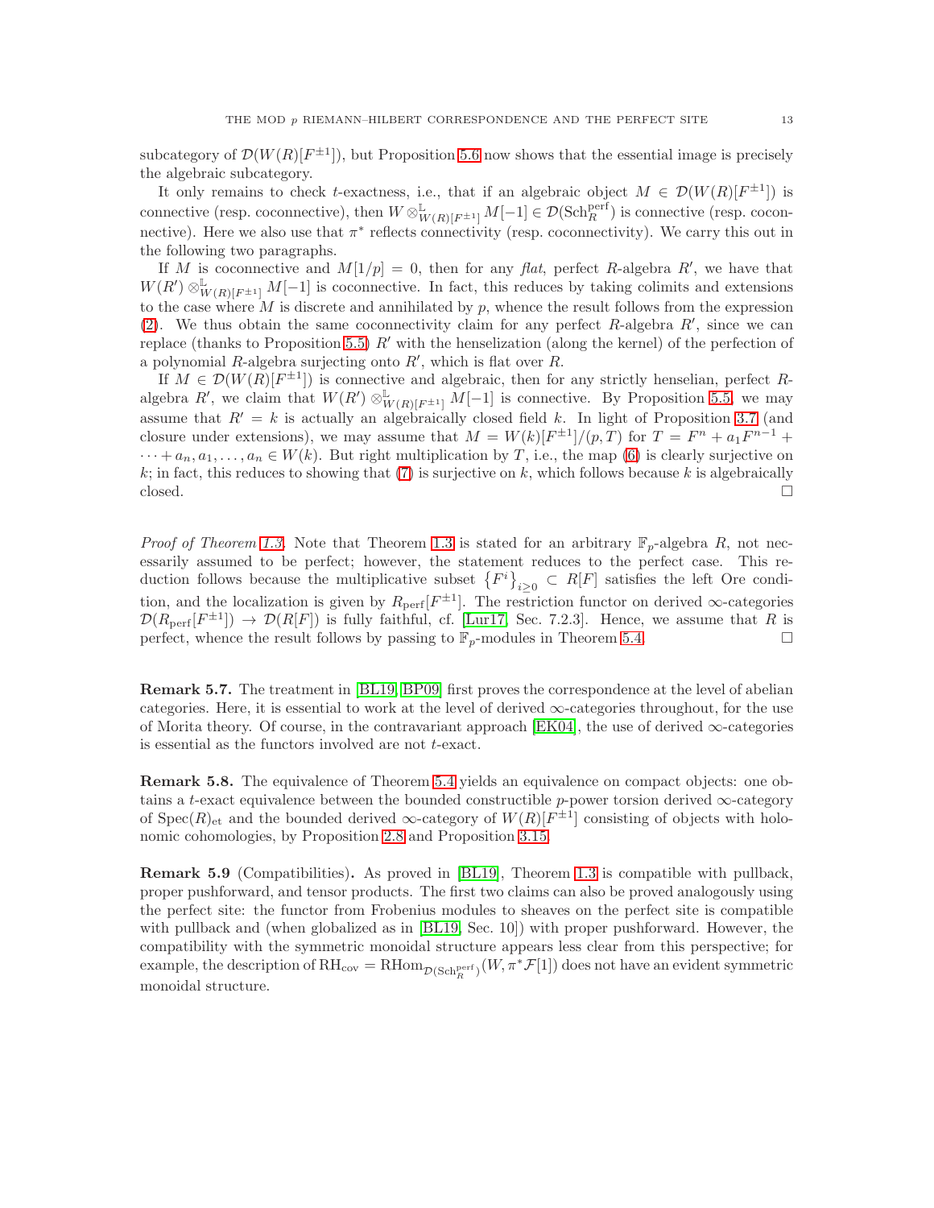subcategory of $\mathcal{D}(W(R)[F^{\pm 1}])$, but Proposition 5.6 now shows that the essential image is precisely the algebraic subcategory.

It only remains to check $t$-exactness, i.e., that if an algebraic object $M \in \mathcal{D}(W(R)[F^{\pm 1}])$ is connective (resp. coconnective), then $W \otimes^{\mathbb{L}}_{W(R)[F^{\pm 1}]} M[-1] \in \mathcal{D}(\mathrm{Sch}_R^{\mathrm{perf}})$ is connective (resp. coconnective). Here we also use that $\pi^*$ reflects connectivity (resp. coconnectivity). We carry this out in the following two paragraphs.

If $M$ is coconnective and $M[1/p] = 0$, then for any *flat*, perfect $R$-algebra $R'$, we have that $W(R') \otimes^{\mathbb{L}}_{W(R)[F^{\pm 1}]} M[-1]$ is coconnective. In fact, this reduces by taking colimits and extensions to the case where $M$ is discrete and annihilated by $p$, whence the result follows from the expression (2). We thus obtain the same coconnectivity claim for any perfect $R$-algebra $R'$, since we can replace (thanks to Proposition 5.5) $R'$ with the henselization (along the kernel) of the perfection of a polynomial $R$-algebra surjecting onto $R'$, which is flat over $R$.

If $M \in \mathcal{D}(W(R)[F^{\pm 1}])$ is connective and algebraic, then for any strictly henselian, perfect $R$-algebra $R'$, we claim that $W(R') \otimes^{\mathbb{L}}_{W(R)[F^{\pm 1}]} M[-1]$ is connective. By Proposition 5.5, we may assume that $R' = k$ is actually an algebraically closed field $k$. In light of Proposition 3.7 (and closure under extensions), we may assume that $M = W(k)[F^{\pm 1}]/(p, T)$ for $T = F^n + a_1 F^{n-1} + \cdots + a_n, a_1, \ldots, a_n \in W(k)$. But right multiplication by $T$, i.e., the map (6) is clearly surjective on $k$; in fact, this reduces to showing that (7) is surjective on $k$, which follows because $k$ is algebraically closed. $\square$

*Proof of Theorem 1.3.* Note that Theorem 1.3 is stated for an arbitrary $\mathbb{F}_p$-algebra $R$, not necessarily assumed to be perfect; however, the statement reduces to the perfect case. This reduction follows because the multiplicative subset $\{F^i\}_{i \geq 0} \subset R[F]$ satisfies the left Ore condition, and the localization is given by $R_{\mathrm{perf}}[F^{\pm 1}]$. The restriction functor on derived $\infty$-categories $\mathcal{D}(R_{\mathrm{perf}}[F^{\pm 1}]) \to \mathcal{D}(R[F])$ is fully faithful, cf. [Lur17, Sec. 7.2.3]. Hence, we assume that $R$ is perfect, whence the result follows by passing to $\mathbb{F}_p$-modules in Theorem 5.4. $\square$

**Remark 5.7.** The treatment in [BL19, BP09] first proves the correspondence at the level of abelian categories. Here, it is essential to work at the level of derived $\infty$-categories throughout, for the use of Morita theory. Of course, in the contravariant approach [EK04], the use of derived $\infty$-categories is essential as the functors involved are not $t$-exact.

**Remark 5.8.** The equivalence of Theorem 5.4 yields an equivalence on compact objects: one obtains a $t$-exact equivalence between the bounded constructible $p$-power torsion derived $\infty$-category of $\mathrm{Spec}(R)_{\mathrm{et}}$ and the bounded derived $\infty$-category of $W(R)[F^{\pm 1}]$ consisting of objects with holonomic cohomologies, by Proposition 2.8 and Proposition 3.15.

**Remark 5.9** (Compatibilities)**.** As proved in [BL19], Theorem 1.3 is compatible with pullback, proper pushforward, and tensor products. The first two claims can also be proved analogously using the perfect site: the functor from Frobenius modules to sheaves on the perfect site is compatible with pullback and (when globalized as in [BL19, Sec. 10]) with proper pushforward. However, the compatibility with the symmetric monoidal structure appears less clear from this perspective; for example, the description of $\mathrm{RH}_{\mathrm{cov}} = \mathrm{RHom}_{\mathcal{D}(\mathrm{Sch}_R^{\mathrm{perf}})}(W, \pi^* \mathcal{F}[1])$ does not have an evident symmetric monoidal structure.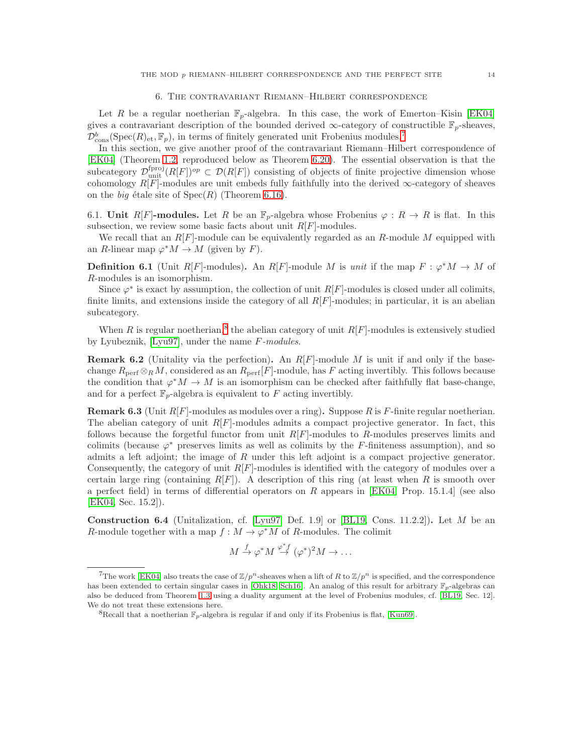## 6. The contravariant Riemann–Hilbert correspondence

Let $R$ be a regular noetherian $\mathbb{F}_p$-algebra. In this case, the work of Emerton–Kisin [EK04] gives a contravariant description of the bounded derived $\infty$-category of constructible $\mathbb{F}_p$-sheaves, $\mathcal{D}^b_{\mathrm{cons}}(\mathrm{Spec}(R)_{\mathrm{et}}, \mathbb{F}_p)$, in terms of finitely generated unit Frobenius modules.[7]

In this section, we give another proof of the contravariant Riemann–Hilbert correspondence of [EK04] (Theorem 1.2, reproduced below as Theorem 6.20). The essential observation is that the subcategory $\mathcal{D}^{\mathrm{fproj}}_{\mathrm{unit}}(R[F])^{op} \subset \mathcal{D}(R[F])$ consisting of objects of finite projective dimension whose cohomology $R[F]$-modules are unit embeds fully faithfully into the derived $\infty$-category of sheaves on the *big* étale site of $\mathrm{Spec}(R)$ (Theorem 6.16).

6.1. **Unit $R[F]$-modules.** Let $R$ be an $\mathbb{F}_p$-algebra whose Frobenius $\varphi : R \to R$ is flat. In this subsection, we review some basic facts about unit $R[F]$-modules.

We recall that an $R[F]$-module can be equivalently regarded as an $R$-module $M$ equipped with an $R$-linear map $\varphi^* M \to M$ (given by $F$).

**Definition 6.1** (Unit $R[F]$-modules)**.** An $R[F]$-module $M$ is *unit* if the map $F : \varphi^* M \to M$ of $R$-modules is an isomorphism.

Since $\varphi^*$ is exact by assumption, the collection of unit $R[F]$-modules is closed under all colimits, finite limits, and extensions inside the category of all $R[F]$-modules; in particular, it is an abelian subcategory.

When $R$ is regular noetherian,[8] the abelian category of unit $R[F]$-modules is extensively studied by Lyubeznik, [Lyu97], under the name *F-modules*.

**Remark 6.2** (Unitality via the perfection)**.** An $R[F]$-module $M$ is unit if and only if the base-change $R_{\mathrm{perf}} \otimes_R M$, considered as an $R_{\mathrm{perf}}[F]$-module, has $F$ acting invertibly. This follows because the condition that $\varphi^* M \to M$ is an isomorphism can be checked after faithfully flat base-change, and for a perfect $\mathbb{F}_p$-algebra is equivalent to $F$ acting invertibly.

**Remark 6.3** (Unit $R[F]$-modules as modules over a ring)**.** Suppose $R$ is $F$-finite regular noetherian. The abelian category of unit $R[F]$-modules admits a compact projective generator. In fact, this follows because the forgetful functor from unit $R[F]$-modules to $R$-modules preserves limits and colimits (because $\varphi^*$ preserves limits as well as colimits by the $F$-finiteness assumption), and so admits a left adjoint; the image of $R$ under this left adjoint is a compact projective generator. Consequently, the category of unit $R[F]$-modules is identified with the category of modules over a certain large ring (containing $R[F]$). A description of this ring (at least when $R$ is smooth over a perfect field) in terms of differential operators on $R$ appears in [EK04, Prop. 15.1.4] (see also [EK04, Sec. 15.2]).

**Construction 6.4** (Unitalization, cf. [Lyu97, Def. 1.9] or [BL19, Cons. 11.2.2])**.** Let $M$ be an $R$-module together with a map $f : M \to \varphi^* M$ of $R$-modules. The colimit

$$M \xrightarrow{f} \varphi^* M \xrightarrow{\varphi^* f} (\varphi^*)^2 M \to \dots$$

[7] The work [EK04] also treats the case of $\mathbb{Z}/p^n$-sheaves when a lift of $R$ to $\mathbb{Z}/p^n$ is specified, and the correspondence has been extended to certain singular cases in [Ohk18, Sch16]. An analog of this result for arbitrary $\mathbb{F}_p$-algebras can also be deduced from Theorem 1.3 using a duality argument at the level of Frobenius modules, cf. [BL19, Sec. 12]. We do not treat these extensions here.

[8] Recall that a noetherian $\mathbb{F}_p$-algebra is regular if and only if its Frobenius is flat, [Kun69].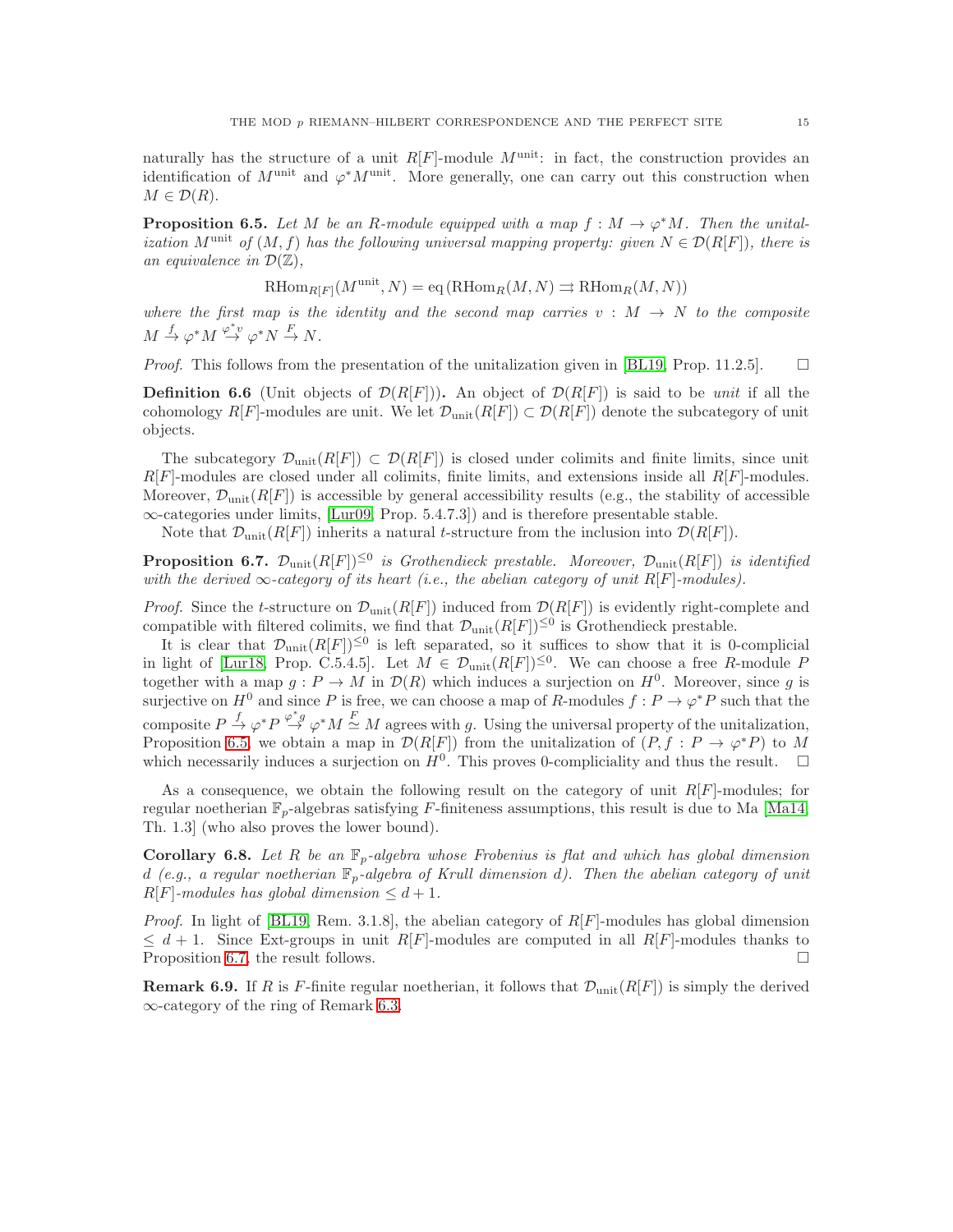naturally has the structure of a unit $R[F]$-module $M^{\text{unit}}$: in fact, the construction provides an identification of $M^{\text{unit}}$ and $\varphi^* M^{\text{unit}}$. More generally, one can carry out this construction when $M \in \mathcal{D}(R)$.

**Proposition 6.5.** *Let $M$ be an $R$-module equipped with a map $f : M \to \varphi^* M$. Then the unitalization $M^{\text{unit}}$ of $(M, f)$ has the following universal mapping property: given $N \in \mathcal{D}(R[F])$, there is an equivalence in $\mathcal{D}(\mathbb{Z})$,*

$$\mathrm{RHom}_{R[F]}(M^{\text{unit}}, N) = \mathrm{eq}\left(\mathrm{RHom}_R(M, N) \rightrightarrows \mathrm{RHom}_R(M, N)\right)$$

*where the first map is the identity and the second map carries $v : M \to N$ to the composite $M \xrightarrow{f} \varphi^* M \xrightarrow{\varphi^* v} \varphi^* N \xrightarrow{F} N$.*

*Proof.* This follows from the presentation of the unitalization given in [BL19, Prop. 11.2.5]. $\square$

**Definition 6.6** (Unit objects of $\mathcal{D}(R[F])$)**.** An object of $\mathcal{D}(R[F])$ is said to be *unit* if all the cohomology $R[F]$-modules are unit. We let $\mathcal{D}_{\text{unit}}(R[F]) \subset \mathcal{D}(R[F])$ denote the subcategory of unit objects.

The subcategory $\mathcal{D}_{\text{unit}}(R[F]) \subset \mathcal{D}(R[F])$ is closed under colimits and finite limits, since unit $R[F]$-modules are closed under all colimits, finite limits, and extensions inside all $R[F]$-modules. Moreover, $\mathcal{D}_{\text{unit}}(R[F])$ is accessible by general accessibility results (e.g., the stability of accessible $\infty$-categories under limits, [Lur09, Prop. 5.4.7.3]) and is therefore presentable stable.

Note that $\mathcal{D}_{\text{unit}}(R[F])$ inherits a natural $t$-structure from the inclusion into $\mathcal{D}(R[F])$.

**Proposition 6.7.** *$\mathcal{D}_{\text{unit}}(R[F])^{\leq 0}$ is Grothendieck prestable. Moreover, $\mathcal{D}_{\text{unit}}(R[F])$ is identified with the derived $\infty$-category of its heart (i.e., the abelian category of unit $R[F]$-modules).*

*Proof.* Since the $t$-structure on $\mathcal{D}_{\text{unit}}(R[F])$ induced from $\mathcal{D}(R[F])$ is evidently right-complete and compatible with filtered colimits, we find that $\mathcal{D}_{\text{unit}}(R[F])^{\leq 0}$ is Grothendieck prestable.

It is clear that $\mathcal{D}_{\text{unit}}(R[F])^{\leq 0}$ is left separated, so it suffices to show that it is 0-complicial in light of [Lur18, Prop. C.5.4.5]. Let $M \in \mathcal{D}_{\text{unit}}(R[F])^{\leq 0}$. We can choose a free $R$-module $P$ together with a map $g : P \to M$ in $\mathcal{D}(R)$ which induces a surjection on $H^0$. Moreover, since $g$ is surjective on $H^0$ and since $P$ is free, we can choose a map of $R$-modules $f : P \to \varphi^* P$ such that the composite $P \xrightarrow{f} \varphi^* P \xrightarrow{\varphi^* g} \varphi^* M \overset{F}{\simeq} M$ agrees with $g$. Using the universal property of the unitalization, Proposition 6.5, we obtain a map in $\mathcal{D}(R[F])$ from the unitalization of $(P, f : P \to \varphi^* P)$ to $M$ which necessarily induces a surjection on $H^0$. This proves 0-compliciality and thus the result. $\square$

As a consequence, we obtain the following result on the category of unit $R[F]$-modules; for regular noetherian $\mathbb{F}_p$-algebras satisfying $F$-finiteness assumptions, this result is due to Ma [Ma14, Th. 1.3] (who also proves the lower bound).

**Corollary 6.8.** *Let $R$ be an $\mathbb{F}_p$-algebra whose Frobenius is flat and which has global dimension $d$ (e.g., a regular noetherian $\mathbb{F}_p$-algebra of Krull dimension $d$). Then the abelian category of unit $R[F]$-modules has global dimension $\leq d + 1$.*

*Proof.* In light of [BL19, Rem. 3.1.8], the abelian category of $R[F]$-modules has global dimension $\leq d + 1$. Since Ext-groups in unit $R[F]$-modules are computed in all $R[F]$-modules thanks to Proposition 6.7, the result follows. $\square$

**Remark 6.9.** If $R$ is $F$-finite regular noetherian, it follows that $\mathcal{D}_{\text{unit}}(R[F])$ is simply the derived $\infty$-category of the ring of Remark 6.3.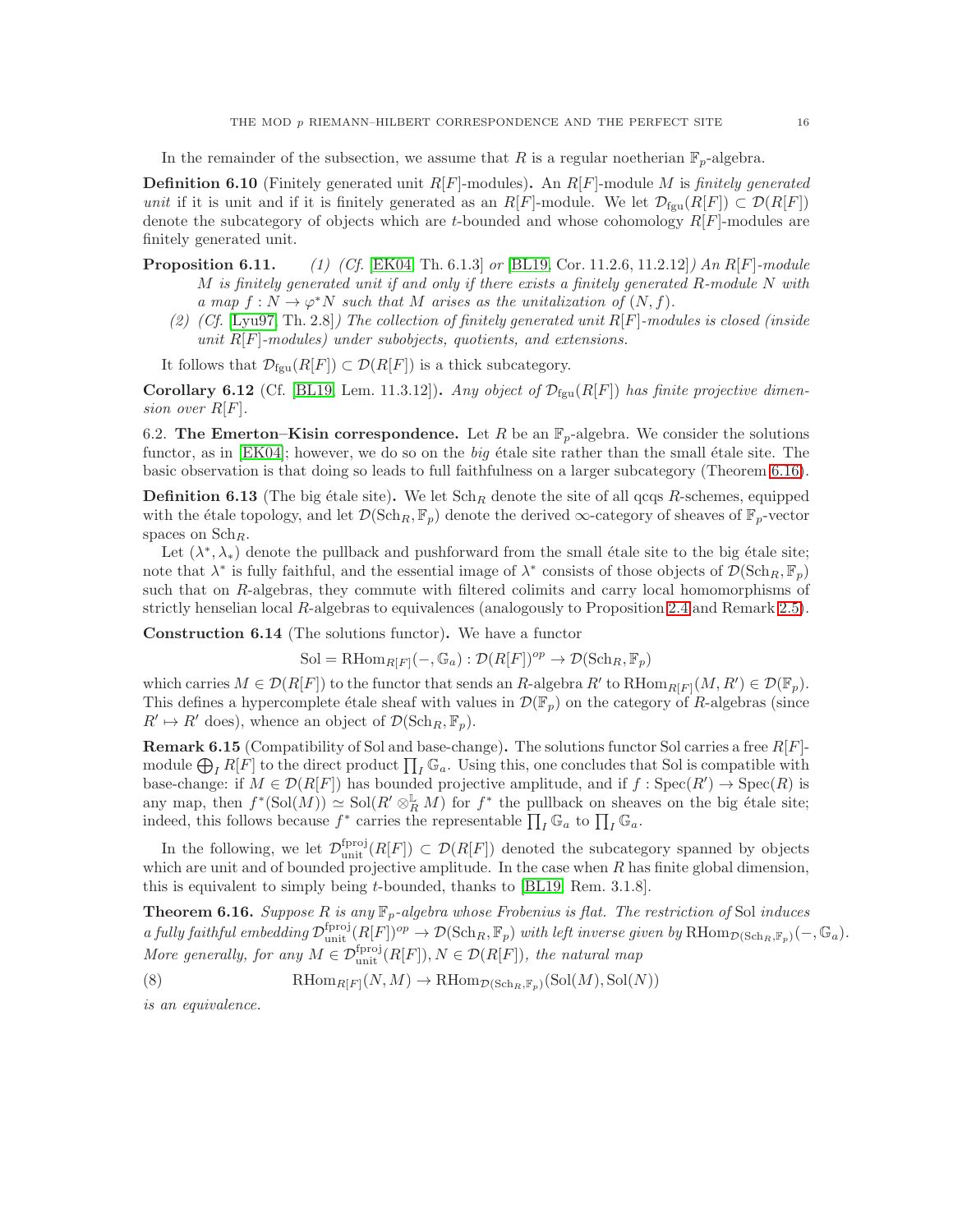In the remainder of the subsection, we assume that $R$ is a regular noetherian $\mathbb{F}_p$-algebra.

**Definition 6.10** (Finitely generated unit $R[F]$-modules)**.** An $R[F]$-module $M$ is *finitely generated unit* if it is unit and if it is finitely generated as an $R[F]$-module. We let $\mathcal{D}_{\mathrm{fgu}}(R[F]) \subset \mathcal{D}(R[F])$ denote the subcategory of objects which are $t$-bounded and whose cohomology $R[F]$-modules are finitely generated unit.

**Proposition 6.11.**
1. *(Cf. [EK04, Th. 6.1.3] or [BL19, Cor. 11.2.6, 11.2.12]) An $R[F]$-module $M$ is finitely generated unit if and only if there exists a finitely generated $R$-module $N$ with a map $f : N \to \varphi^* N$ such that $M$ arises as the unitalization of $(N, f)$.*
2. *(Cf. [Lyu97, Th. 2.8]) The collection of finitely generated unit $R[F]$-modules is closed (inside unit $R[F]$-modules) under subobjects, quotients, and extensions.*

It follows that $\mathcal{D}_{\mathrm{fgu}}(R[F]) \subset \mathcal{D}(R[F])$ is a thick subcategory.

**Corollary 6.12** (Cf. [BL19, Lem. 11.3.12])**.** *Any object of $\mathcal{D}_{\mathrm{fgu}}(R[F])$ has finite projective dimension over $R[F]$.*

6.2. **The Emerton–Kisin correspondence.** Let $R$ be an $\mathbb{F}_p$-algebra. We consider the solutions functor, as in [EK04]; however, we do so on the *big* étale site rather than the small étale site. The basic observation is that doing so leads to full faithfulness on a larger subcategory (Theorem 6.16).

**Definition 6.13** (The big étale site)**.** We let $\mathrm{Sch}_R$ denote the site of all qcqs $R$-schemes, equipped with the étale topology, and let $\mathcal{D}(\mathrm{Sch}_R, \mathbb{F}_p)$ denote the derived $\infty$-category of sheaves of $\mathbb{F}_p$-vector spaces on $\mathrm{Sch}_R$.

Let $(\lambda^*, \lambda_*)$ denote the pullback and pushforward from the small étale site to the big étale site; note that $\lambda^*$ is fully faithful, and the essential image of $\lambda^*$ consists of those objects of $\mathcal{D}(\mathrm{Sch}_R, \mathbb{F}_p)$ such that on $R$-algebras, they commute with filtered colimits and carry local homomorphisms of strictly henselian local $R$-algebras to equivalences (analogously to Proposition 2.4 and Remark 2.5).

**Construction 6.14** (The solutions functor)**.** We have a functor

$$\mathrm{Sol} = \mathrm{RHom}_{R[F]}(-, \mathbb{G}_a) : \mathcal{D}(R[F])^{op} \to \mathcal{D}(\mathrm{Sch}_R, \mathbb{F}_p)$$

which carries $M \in \mathcal{D}(R[F])$ to the functor that sends an $R$-algebra $R'$ to $\mathrm{RHom}_{R[F]}(M, R') \in \mathcal{D}(\mathbb{F}_p)$. This defines a hypercomplete étale sheaf with values in $\mathcal{D}(\mathbb{F}_p)$ on the category of $R$-algebras (since $R' \mapsto R'$ does), whence an object of $\mathcal{D}(\mathrm{Sch}_R, \mathbb{F}_p)$.

**Remark 6.15** (Compatibility of Sol and base-change)**.** The solutions functor Sol carries a free $R[F]$-module $\bigoplus_I R[F]$ to the direct product $\prod_I \mathbb{G}_a$. Using this, one concludes that Sol is compatible with base-change: if $M \in \mathcal{D}(R[F])$ has bounded projective amplitude, and if $f : \mathrm{Spec}(R') \to \mathrm{Spec}(R)$ is any map, then $f^*(\mathrm{Sol}(M)) \simeq \mathrm{Sol}(R' \otimes^{\mathbb{L}}_R M)$ for $f^*$ the pullback on sheaves on the big étale site; indeed, this follows because $f^*$ carries the representable $\prod_I \mathbb{G}_a$ to $\prod_I \mathbb{G}_a$.

In the following, we let $\mathcal{D}^{\mathrm{fproj}}_{\mathrm{unit}}(R[F]) \subset \mathcal{D}(R[F])$ denoted the subcategory spanned by objects which are unit and of bounded projective amplitude. In the case when $R$ has finite global dimension, this is equivalent to simply being $t$-bounded, thanks to [BL19, Rem. 3.1.8].

**Theorem 6.16.** *Suppose $R$ is any $\mathbb{F}_p$-algebra whose Frobenius is flat. The restriction of* Sol *induces a fully faithful embedding $\mathcal{D}^{\mathrm{fproj}}_{\mathrm{unit}}(R[F])^{op} \to \mathcal{D}(\mathrm{Sch}_R, \mathbb{F}_p)$ with left inverse given by $\mathrm{RHom}_{\mathcal{D}(\mathrm{Sch}_R, \mathbb{F}_p)}(-, \mathbb{G}_a)$. More generally, for any $M \in \mathcal{D}^{\mathrm{fproj}}_{\mathrm{unit}}(R[F])$, $N \in \mathcal{D}(R[F])$, the natural map*

$$\mathrm{RHom}_{R[F]}(N, M) \to \mathrm{RHom}_{\mathcal{D}(\mathrm{Sch}_R, \mathbb{F}_p)}(\mathrm{Sol}(M), \mathrm{Sol}(N)) \tag{8}$$

*is an equivalence.*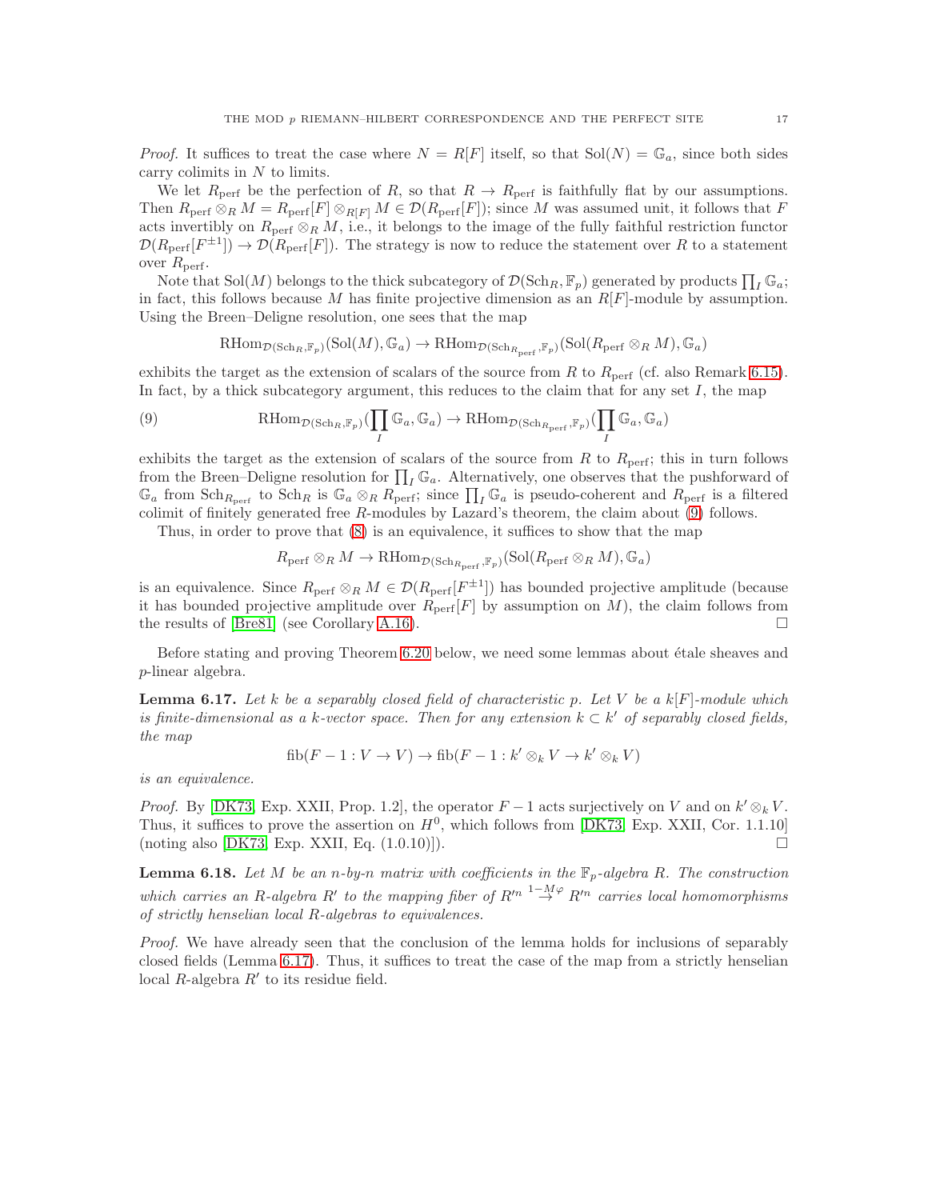*Proof.* It suffices to treat the case where $N = R[F]$ itself, so that $\mathrm{Sol}(N) = \mathbb{G}_a$, since both sides carry colimits in $N$ to limits.

We let $R_{\mathrm{perf}}$ be the perfection of $R$, so that $R \to R_{\mathrm{perf}}$ is faithfully flat by our assumptions. Then $R_{\mathrm{perf}} \otimes_R M = R_{\mathrm{perf}}[F] \otimes_{R[F]} M \in \mathcal{D}(R_{\mathrm{perf}}[F])$; since $M$ was assumed unit, it follows that $F$ acts invertibly on $R_{\mathrm{perf}} \otimes_R M$, i.e., it belongs to the image of the fully faithful restriction functor $\mathcal{D}(R_{\mathrm{perf}}[F^{\pm 1}]) \to \mathcal{D}(R_{\mathrm{perf}}[F])$. The strategy is now to reduce the statement over $R$ to a statement over $R_{\mathrm{perf}}$.

Note that $\mathrm{Sol}(M)$ belongs to the thick subcategory of $\mathcal{D}(\mathrm{Sch}_R, \mathbb{F}_p)$ generated by products $\prod_I \mathbb{G}_a$; in fact, this follows because $M$ has finite projective dimension as an $R[F]$-module by assumption. Using the Breen–Deligne resolution, one sees that the map

$$\mathrm{RHom}_{\mathcal{D}(\mathrm{Sch}_R, \mathbb{F}_p)}(\mathrm{Sol}(M), \mathbb{G}_a) \to \mathrm{RHom}_{\mathcal{D}(\mathrm{Sch}_{R_{\mathrm{perf}}}, \mathbb{F}_p)}(\mathrm{Sol}(R_{\mathrm{perf}} \otimes_R M), \mathbb{G}_a)$$

exhibits the target as the extension of scalars of the source from $R$ to $R_{\mathrm{perf}}$ (cf. also Remark 6.15). In fact, by a thick subcategory argument, this reduces to the claim that for any set $I$, the map

$$\mathrm{RHom}_{\mathcal{D}(\mathrm{Sch}_R, \mathbb{F}_p)}(\prod_I \mathbb{G}_a, \mathbb{G}_a) \to \mathrm{RHom}_{\mathcal{D}(\mathrm{Sch}_{R_{\mathrm{perf}}}, \mathbb{F}_p)}(\prod_I \mathbb{G}_a, \mathbb{G}_a) \tag{9}$$

exhibits the target as the extension of scalars of the source from $R$ to $R_{\mathrm{perf}}$; this in turn follows from the Breen–Deligne resolution for $\prod_I \mathbb{G}_a$. Alternatively, one observes that the pushforward of $\mathbb{G}_a$ from $\mathrm{Sch}_{R_{\mathrm{perf}}}$ to $\mathrm{Sch}_R$ is $\mathbb{G}_a \otimes_R R_{\mathrm{perf}}$; since $\prod_I \mathbb{G}_a$ is pseudo-coherent and $R_{\mathrm{perf}}$ is a filtered colimit of finitely generated free $R$-modules by Lazard's theorem, the claim about (9) follows.

Thus, in order to prove that (8) is an equivalence, it suffices to show that the map

$$R_{\mathrm{perf}} \otimes_R M \to \mathrm{RHom}_{\mathcal{D}(\mathrm{Sch}_{R_{\mathrm{perf}}}, \mathbb{F}_p)}(\mathrm{Sol}(R_{\mathrm{perf}} \otimes_R M), \mathbb{G}_a)$$

is an equivalence. Since $R_{\mathrm{perf}} \otimes_R M \in \mathcal{D}(R_{\mathrm{perf}}[F^{\pm 1}])$ has bounded projective amplitude (because it has bounded projective amplitude over $R_{\mathrm{perf}}[F]$ by assumption on $M$), the claim follows from the results of [Bre81] (see Corollary A.16). $\square$

Before stating and proving Theorem 6.20 below, we need some lemmas about étale sheaves and $p$-linear algebra.

**Lemma 6.17.** *Let $k$ be a separably closed field of characteristic $p$. Let $V$ be a $k[F]$-module which is finite-dimensional as a $k$-vector space. Then for any extension $k \subset k'$ of separably closed fields, the map*

$$\mathrm{fib}(F - 1 : V \to V) \to \mathrm{fib}(F - 1 : k' \otimes_k V \to k' \otimes_k V)$$

*is an equivalence.*

*Proof.* By [DK73, Exp. XXII, Prop. 1.2], the operator $F - 1$ acts surjectively on $V$ and on $k' \otimes_k V$. Thus, it suffices to prove the assertion on $H^0$, which follows from [DK73, Exp. XXII, Cor. 1.1.10] (noting also [DK73, Exp. XXII, Eq. (1.0.10)]). $\square$

**Lemma 6.18.** *Let $M$ be an $n$-by-$n$ matrix with coefficients in the $\mathbb{F}_p$-algebra $R$. The construction which carries an $R$-algebra $R'$ to the mapping fiber of $R'^n \xrightarrow{1 - M\varphi} R'^n$ carries local homomorphisms of strictly henselian local $R$-algebras to equivalences.*

*Proof.* We have already seen that the conclusion of the lemma holds for inclusions of separably closed fields (Lemma 6.17). Thus, it suffices to treat the case of the map from a strictly henselian local $R$-algebra $R'$ to its residue field.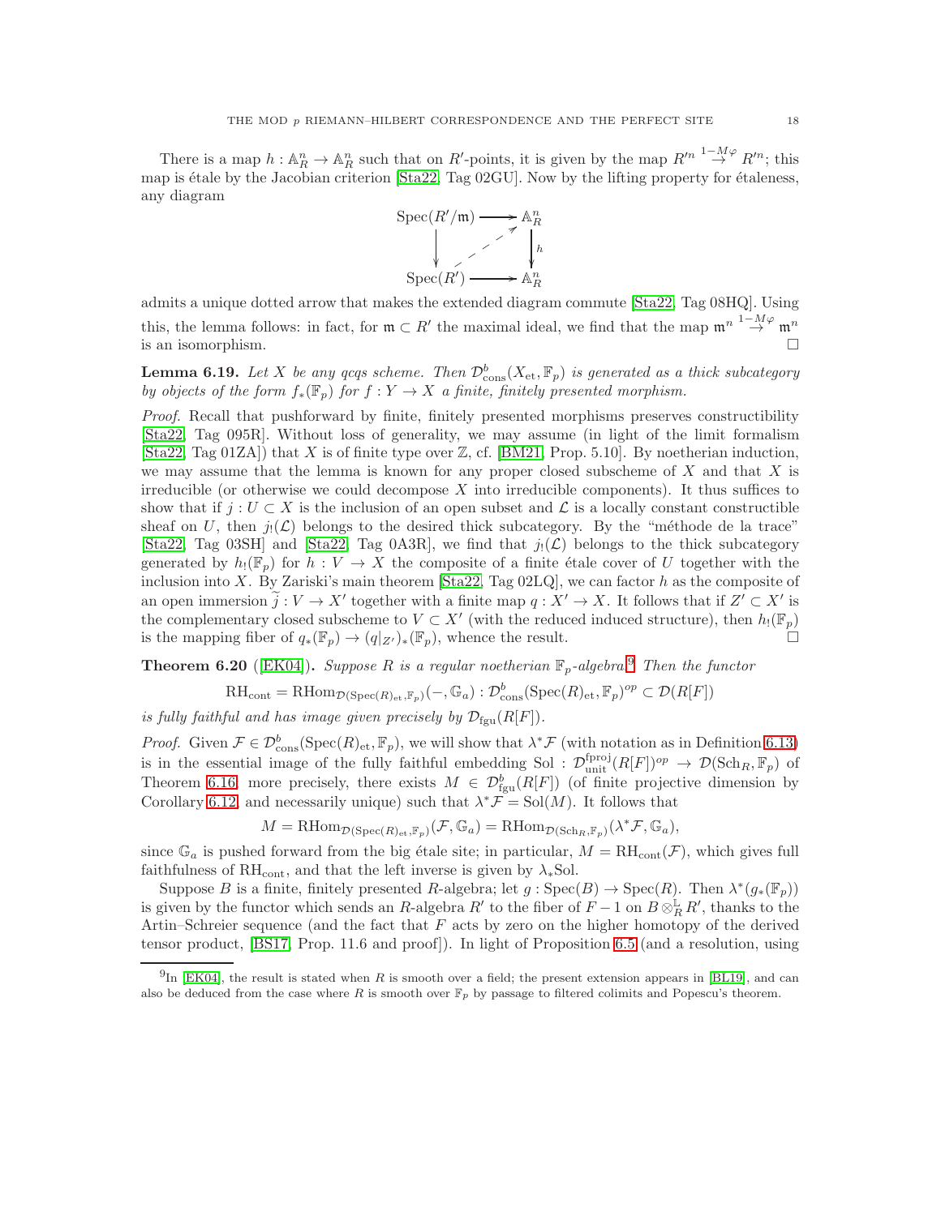There is a map $h : \mathbb{A}^n_R \to \mathbb{A}^n_R$ such that on $R'$-points, it is given by the map $R'^n \stackrel{1-M\varphi}{\to} R'^n$; this map is étale by the Jacobian criterion [Sta22, Tag 02GU]. Now by the lifting property for étaleness, any diagram

$$\begin{array}{ccc} \operatorname{Spec}(R'/\mathfrak{m}) & \longrightarrow & \mathbb{A}^n_R \\ \downarrow & \nearrow & \downarrow h \\ \operatorname{Spec}(R') & \longrightarrow & \mathbb{A}^n_R \end{array}$$

admits a unique dotted arrow that makes the extended diagram commute [Sta22, Tag 08HQ]. Using this, the lemma follows: in fact, for $\mathfrak{m} \subset R'$ the maximal ideal, we find that the map $\mathfrak{m}^n \stackrel{1-M\varphi}{\to} \mathfrak{m}^n$ is an isomorphism. □

**Lemma 6.19.** *Let $X$ be any qcqs scheme. Then $\mathcal{D}^b_{\mathrm{cons}}(X_{\mathrm{et}}, \mathbb{F}_p)$ is generated as a thick subcategory by objects of the form $f_*(\mathbb{F}_p)$ for $f : Y \to X$ a finite, finitely presented morphism.*

*Proof.* Recall that pushforward by finite, finitely presented morphisms preserves constructibility [Sta22, Tag 095R]. Without loss of generality, we may assume (in light of the limit formalism [Sta22, Tag 01ZA]) that $X$ is of finite type over $\mathbb{Z}$, cf. [BM21, Prop. 5.10]. By noetherian induction, we may assume that the lemma is known for any proper closed subscheme of $X$ and that $X$ is irreducible (or otherwise we could decompose $X$ into irreducible components). It thus suffices to show that if $j : U \subset X$ is the inclusion of an open subset and $\mathcal{L}$ is a locally constant constructible sheaf on $U$, then $j_!(\mathcal{L})$ belongs to the desired thick subcategory. By the "méthode de la trace" [Sta22, Tag 03SH] and [Sta22, Tag 0A3R], we find that $j_!(\mathcal{L})$ belongs to the thick subcategory generated by $h_!(\mathbb{F}_p)$ for $h : V \to X$ the composite of a finite étale cover of $U$ together with the inclusion into $X$. By Zariski's main theorem [Sta22, Tag 02LQ], we can factor $h$ as the composite of an open immersion $\widetilde{j} : V \to X'$ together with a finite map $q : X' \to X$. It follows that if $Z' \subset X'$ is the complementary closed subscheme to $V \subset X'$ (with the reduced induced structure), then $h_!(\mathbb{F}_p)$ is the mapping fiber of $q_*(\mathbb{F}_p) \to (q|_{Z'})_*(\mathbb{F}_p)$, whence the result. □

**Theorem 6.20** ([EK04]). *Suppose $R$ is a regular noetherian $\mathbb{F}_p$-algebra.*[9] *Then the functor*

$$\mathrm{RH}_{\mathrm{cont}} = \mathrm{RHom}_{\mathcal{D}(\operatorname{Spec}(R)_{\mathrm{et}}, \mathbb{F}_p)}(-, \mathbb{G}_a) : \mathcal{D}^b_{\mathrm{cons}}(\operatorname{Spec}(R)_{\mathrm{et}}, \mathbb{F}_p)^{op} \subset \mathcal{D}(R[F])$$

*is fully faithful and has image given precisely by $\mathcal{D}_{\mathrm{fgu}}(R[F])$.*

*Proof.* Given $\mathcal{F} \in \mathcal{D}^b_{\mathrm{cons}}(\operatorname{Spec}(R)_{\mathrm{et}}, \mathbb{F}_p)$, we will show that $\lambda^*\mathcal{F}$ (with notation as in Definition 6.13) is in the essential image of the fully faithful embedding $\mathrm{Sol} : \mathcal{D}^{\mathrm{fproj}}_{\mathrm{unit}}(R[F])^{op} \to \mathcal{D}(\mathrm{Sch}_R, \mathbb{F}_p)$ of Theorem 6.16; more precisely, there exists $M \in \mathcal{D}^b_{\mathrm{fgu}}(R[F])$ (of finite projective dimension by Corollary 6.12, and necessarily unique) such that $\lambda^*\mathcal{F} = \mathrm{Sol}(M)$. It follows that

$$M = \mathrm{RHom}_{\mathcal{D}(\operatorname{Spec}(R)_{\mathrm{et}}, \mathbb{F}_p)}(\mathcal{F}, \mathbb{G}_a) = \mathrm{RHom}_{\mathcal{D}(\mathrm{Sch}_R, \mathbb{F}_p)}(\lambda^*\mathcal{F}, \mathbb{G}_a),$$

since $\mathbb{G}_a$ is pushed forward from the big étale site; in particular, $M = \mathrm{RH}_{\mathrm{cont}}(\mathcal{F})$, which gives full faithfulness of $\mathrm{RH}_{\mathrm{cont}}$, and that the left inverse is given by $\lambda_*\mathrm{Sol}$.

Suppose $B$ is a finite, finitely presented $R$-algebra; let $g : \operatorname{Spec}(B) \to \operatorname{Spec}(R)$. Then $\lambda^*(g_*(\mathbb{F}_p))$ is given by the functor which sends an $R$-algebra $R'$ to the fiber of $F - 1$ on $B \otimes^{\mathbb{L}}_R R'$, thanks to the Artin–Schreier sequence (and the fact that $F$ acts by zero on the higher homotopy of the derived tensor product, [BS17, Prop. 11.6 and proof]). In light of Proposition 6.5 (and a resolution, using

[9] In [EK04], the result is stated when $R$ is smooth over a field; the present extension appears in [BL19], and can also be deduced from the case where $R$ is smooth over $\mathbb{F}_p$ by passage to filtered colimits and Popescu's theorem.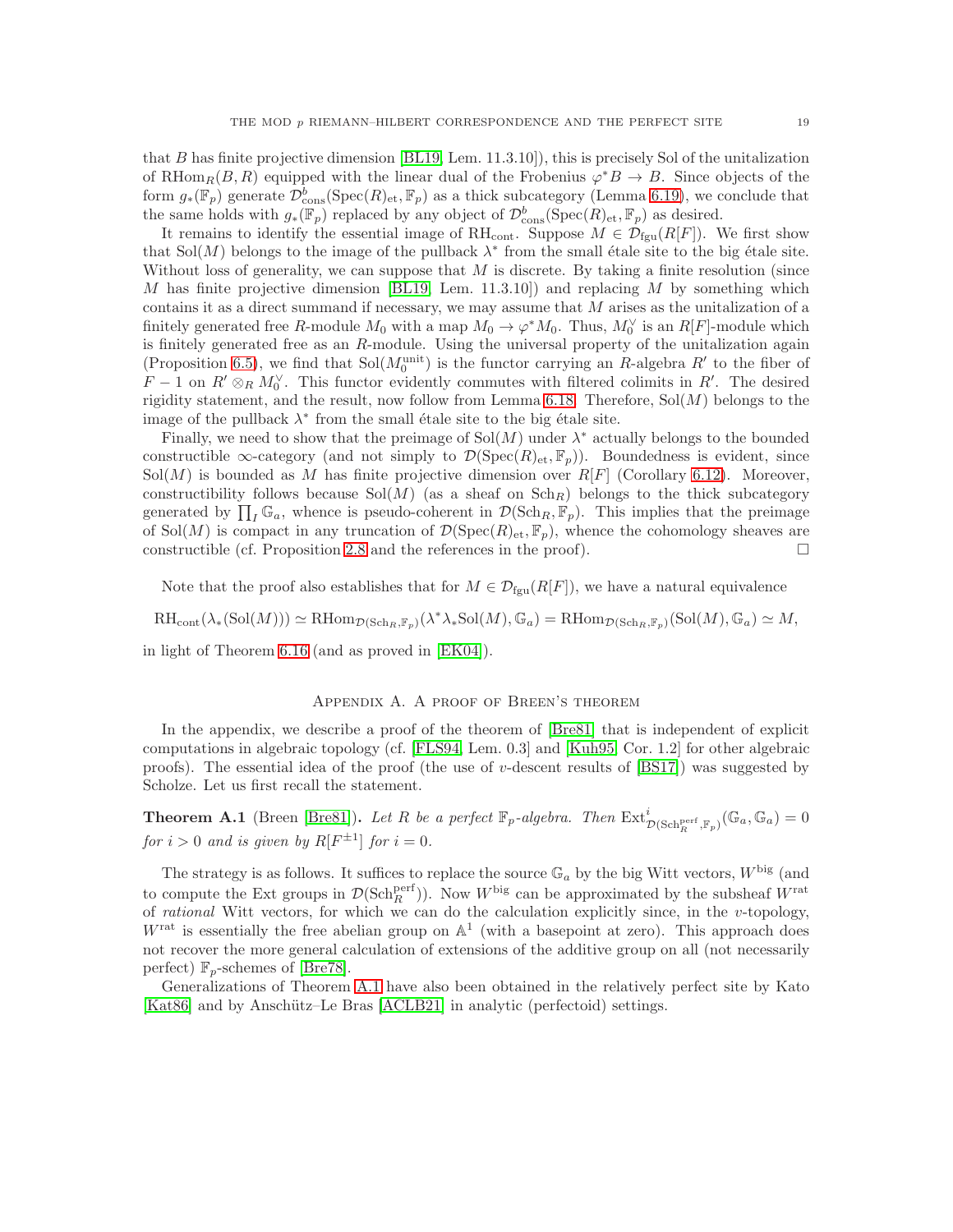that $B$ has finite projective dimension [BL19, Lem. 11.3.10]), this is precisely Sol of the unitalization of $\mathrm{RHom}_R(B, R)$ equipped with the linear dual of the Frobenius $\varphi^*B \to B$. Since objects of the form $g_*(\mathbb{F}_p)$ generate $\mathcal{D}^b_{\mathrm{cons}}(\mathrm{Spec}(R)_{\mathrm{et}}, \mathbb{F}_p)$ as a thick subcategory (Lemma 6.19), we conclude that the same holds with $g_*(\mathbb{F}_p)$ replaced by any object of $\mathcal{D}^b_{\mathrm{cons}}(\mathrm{Spec}(R)_{\mathrm{et}}, \mathbb{F}_p)$ as desired.

It remains to identify the essential image of $\mathrm{RH}_{\mathrm{cont}}$. Suppose $M \in \mathcal{D}_{\mathrm{fgu}}(R[F])$. We first show that $\mathrm{Sol}(M)$ belongs to the image of the pullback $\lambda^*$ from the small étale site to the big étale site. Without loss of generality, we can suppose that $M$ is discrete. By taking a finite resolution (since $M$ has finite projective dimension [BL19, Lem. 11.3.10]) and replacing $M$ by something which contains it as a direct summand if necessary, we may assume that $M$ arises as the unitalization of a finitely generated free $R$-module $M_0$ with a map $M_0 \to \varphi^* M_0$. Thus, $M_0^\vee$ is an $R[F]$-module which is finitely generated free as an $R$-module. Using the universal property of the unitalization again (Proposition 6.5), we find that $\mathrm{Sol}(M_0^{\mathrm{unit}})$ is the functor carrying an $R$-algebra $R'$ to the fiber of $F - 1$ on $R' \otimes_R M_0^\vee$. This functor evidently commutes with filtered colimits in $R'$. The desired rigidity statement, and the result, now follow from Lemma 6.18. Therefore, $\mathrm{Sol}(M)$ belongs to the image of the pullback $\lambda^*$ from the small étale site to the big étale site.

Finally, we need to show that the preimage of $\mathrm{Sol}(M)$ under $\lambda^*$ actually belongs to the bounded constructible $\infty$-category (and not simply to $\mathcal{D}(\mathrm{Spec}(R)_{\mathrm{et}}, \mathbb{F}_p)$). Boundedness is evident, since $\mathrm{Sol}(M)$ is bounded as $M$ has finite projective dimension over $R[F]$ (Corollary 6.12). Moreover, constructibility follows because $\mathrm{Sol}(M)$ (as a sheaf on $\mathrm{Sch}_R$) belongs to the thick subcategory generated by $\prod_I \mathbb{G}_a$, whence is pseudo-coherent in $\mathcal{D}(\mathrm{Sch}_R, \mathbb{F}_p)$. This implies that the preimage of $\mathrm{Sol}(M)$ is compact in any truncation of $\mathcal{D}(\mathrm{Spec}(R)_{\mathrm{et}}, \mathbb{F}_p)$, whence the cohomology sheaves are constructible (cf. Proposition 2.8 and the references in the proof). □

Note that the proof also establishes that for $M \in \mathcal{D}_{\mathrm{fgu}}(R[F])$, we have a natural equivalence

$$\mathrm{RH}_{\mathrm{cont}}(\lambda_*(\mathrm{Sol}(M))) \simeq \mathrm{RHom}_{\mathcal{D}(\mathrm{Sch}_R, \mathbb{F}_p)}(\lambda^*\lambda_*\mathrm{Sol}(M), \mathbb{G}_a) = \mathrm{RHom}_{\mathcal{D}(\mathrm{Sch}_R, \mathbb{F}_p)}(\mathrm{Sol}(M), \mathbb{G}_a) \simeq M,$$

in light of Theorem 6.16 (and as proved in [EK04]).

## Appendix A. A proof of Breen's theorem

In the appendix, we describe a proof of the theorem of [Bre81] that is independent of explicit computations in algebraic topology (cf. [FLS94, Lem. 0.3] and [Kuh95, Cor. 1.2] for other algebraic proofs). The essential idea of the proof (the use of $v$-descent results of [BS17]) was suggested by Scholze. Let us first recall the statement.

**Theorem A.1** (Breen [Bre81])**.** *Let $R$ be a perfect $\mathbb{F}_p$-algebra. Then $\mathrm{Ext}^i_{\mathcal{D}(\mathrm{Sch}_R^{\mathrm{perf}}, \mathbb{F}_p)}(\mathbb{G}_a, \mathbb{G}_a) = 0$ for $i > 0$ and is given by $R[F^{\pm 1}]$ for $i = 0$.*

The strategy is as follows. It suffices to replace the source $\mathbb{G}_a$ by the big Witt vectors, $W^{\mathrm{big}}$ (and to compute the Ext groups in $\mathcal{D}(\mathrm{Sch}_R^{\mathrm{perf}})$). Now $W^{\mathrm{big}}$ can be approximated by the subsheaf $W^{\mathrm{rat}}$ of *rational* Witt vectors, for which we can do the calculation explicitly since, in the $v$-topology, $W^{\mathrm{rat}}$ is essentially the free abelian group on $\mathbb{A}^1$ (with a basepoint at zero). This approach does not recover the more general calculation of extensions of the additive group on all (not necessarily perfect) $\mathbb{F}_p$-schemes of [Bre78].

Generalizations of Theorem A.1 have also been obtained in the relatively perfect site by Kato [Kat86] and by Anschütz–Le Bras [ACLB21] in analytic (perfectoid) settings.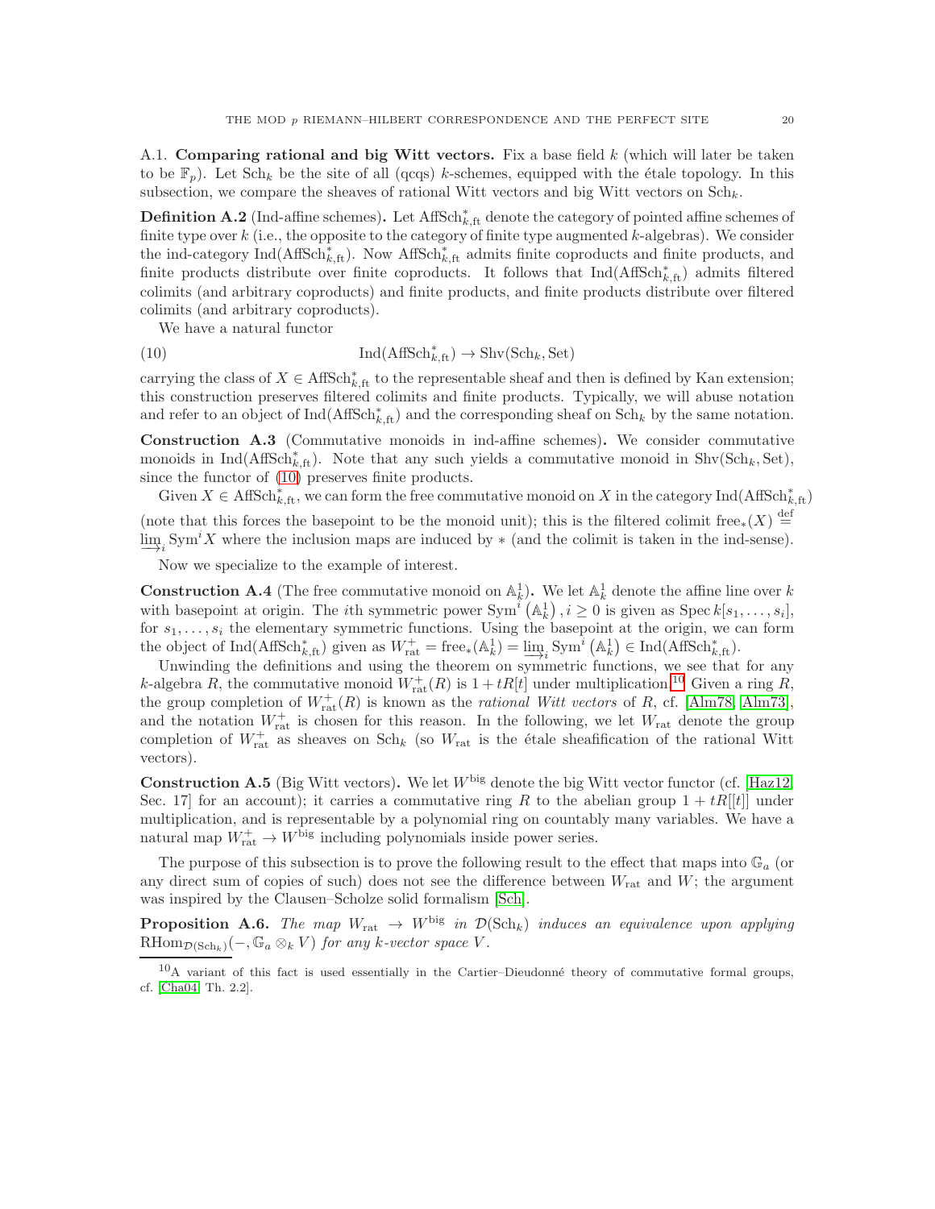A.1. **Comparing rational and big Witt vectors.** Fix a base field $k$ (which will later be taken to be $\mathbb{F}_p$). Let $\mathrm{Sch}_k$ be the site of all (qcqs) $k$-schemes, equipped with the étale topology. In this subsection, we compare the sheaves of rational Witt vectors and big Witt vectors on $\mathrm{Sch}_k$.

**Definition A.2** (Ind-affine schemes)**.** Let $\mathrm{AffSch}^*_{k,\mathrm{ft}}$ denote the category of pointed affine schemes of finite type over $k$ (i.e., the opposite to the category of finite type augmented $k$-algebras). We consider the ind-category $\mathrm{Ind}(\mathrm{AffSch}^*_{k,\mathrm{ft}})$. Now $\mathrm{AffSch}^*_{k,\mathrm{ft}}$ admits finite coproducts and finite products, and finite products distribute over finite coproducts. It follows that $\mathrm{Ind}(\mathrm{AffSch}^*_{k,\mathrm{ft}})$ admits filtered colimits (and arbitrary coproducts) and finite products, and finite products distribute over filtered colimits (and arbitrary coproducts).

We have a natural functor

$$\mathrm{Ind}(\mathrm{AffSch}^*_{k,\mathrm{ft}}) \to \mathrm{Shv}(\mathrm{Sch}_k, \mathrm{Set}) \tag{10}$$

carrying the class of $X \in \mathrm{AffSch}^*_{k,\mathrm{ft}}$ to the representable sheaf and then is defined by Kan extension; this construction preserves filtered colimits and finite products. Typically, we will abuse notation and refer to an object of $\mathrm{Ind}(\mathrm{AffSch}^*_{k,\mathrm{ft}})$ and the corresponding sheaf on $\mathrm{Sch}_k$ by the same notation.

**Construction A.3** (Commutative monoids in ind-affine schemes)**.** We consider commutative monoids in $\mathrm{Ind}(\mathrm{AffSch}^*_{k,\mathrm{ft}})$. Note that any such yields a commutative monoid in $\mathrm{Shv}(\mathrm{Sch}_k, \mathrm{Set})$, since the functor of (10) preserves finite products.

Given $X \in \mathrm{AffSch}^*_{k,\mathrm{ft}}$, we can form the free commutative monoid on $X$ in the category $\mathrm{Ind}(\mathrm{AffSch}^*_{k,\mathrm{ft}})$ (note that this forces the basepoint to be the monoid unit); this is the filtered colimit $\mathrm{free}_*(X) \stackrel{\mathrm{def}}{=} \varinjlim_i \mathrm{Sym}^i X$ where the inclusion maps are induced by $*$ (and the colimit is taken in the ind-sense).

Now we specialize to the example of interest.

**Construction A.4** (The free commutative monoid on $\mathbb{A}^1_k$)**.** We let $\mathbb{A}^1_k$ denote the affine line over $k$ with basepoint at origin. The $i$th symmetric power $\mathrm{Sym}^i\left(\mathbb{A}^1_k\right), i \geq 0$ is given as $\mathrm{Spec}\, k[s_1, \dots, s_i]$, for $s_1, \dots, s_i$ the elementary symmetric functions. Using the basepoint at the origin, we can form the object of $\mathrm{Ind}(\mathrm{AffSch}^*_{k,\mathrm{ft}})$ given as $W^+_{\mathrm{rat}} = \mathrm{free}_*(\mathbb{A}^1_k) = \varinjlim_i \mathrm{Sym}^i\left(\mathbb{A}^1_k\right) \in \mathrm{Ind}(\mathrm{AffSch}^*_{k,\mathrm{ft}})$.

Unwinding the definitions and using the theorem on symmetric functions, we see that for any $k$-algebra $R$, the commutative monoid $W^+_{\mathrm{rat}}(R)$ is $1 + tR[t]$ under multiplication.[10] Given a ring $R$, the group completion of $W^+_{\mathrm{rat}}(R)$ is known as the *rational Witt vectors* of $R$, cf. [Alm78, Alm73], and the notation $W^+_{\mathrm{rat}}$ is chosen for this reason. In the following, we let $W_{\mathrm{rat}}$ denote the group completion of $W^+_{\mathrm{rat}}$ as sheaves on $\mathrm{Sch}_k$ (so $W_{\mathrm{rat}}$ is the étale sheafification of the rational Witt vectors).

**Construction A.5** (Big Witt vectors)**.** We let $W^{\mathrm{big}}$ denote the big Witt vector functor (cf. [Haz12, Sec. 17] for an account); it carries a commutative ring $R$ to the abelian group $1 + tR[[t]]$ under multiplication, and is representable by a polynomial ring on countably many variables. We have a natural map $W^+_{\mathrm{rat}} \to W^{\mathrm{big}}$ including polynomials inside power series.

The purpose of this subsection is to prove the following result to the effect that maps into $\mathbb{G}_a$ (or any direct sum of copies of such) does not see the difference between $W_{\mathrm{rat}}$ and $W$; the argument was inspired by the Clausen–Scholze solid formalism [Sch].

**Proposition A.6.** *The map $W_{\mathrm{rat}} \to W^{\mathrm{big}}$ in $\mathcal{D}(\mathrm{Sch}_k)$ induces an equivalence upon applying $\mathrm{RHom}_{\mathcal{D}(\mathrm{Sch}_k)}(-, \mathbb{G}_a \otimes_k V)$ for any $k$-vector space $V$.*

---

[10] A variant of this fact is used essentially in the Cartier–Dieudonné theory of commutative formal groups, cf. [Cha04, Th. 2.2].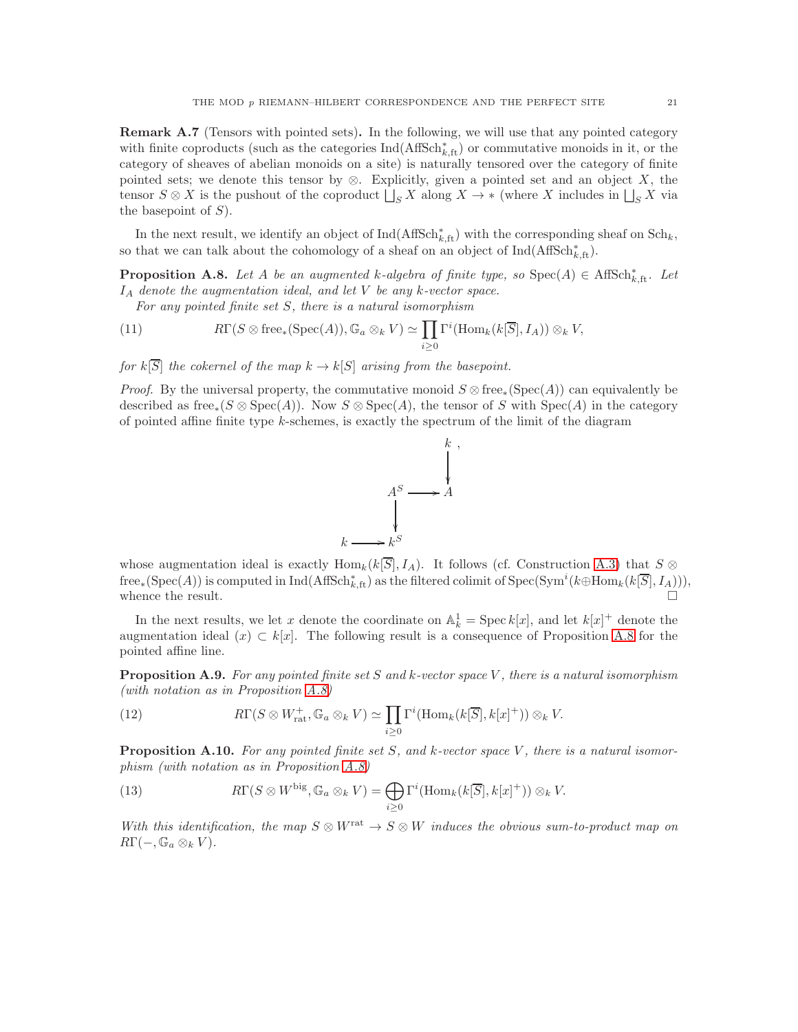**Remark A.7** (Tensors with pointed sets)**.** In the following, we will use that any pointed category with finite coproducts (such as the categories $\mathrm{Ind}(\mathrm{AffSch}^*_{k,\mathrm{ft}})$ or commutative monoids in it, or the category of sheaves of abelian monoids on a site) is naturally tensored over the category of finite pointed sets; we denote this tensor by $\otimes$. Explicitly, given a pointed set and an object $X$, the tensor $S \otimes X$ is the pushout of the coproduct $\bigsqcup_S X$ along $X \to *$ (where $X$ includes in $\bigsqcup_S X$ via the basepoint of $S$).

In the next result, we identify an object of $\mathrm{Ind}(\mathrm{AffSch}^*_{k,\mathrm{ft}})$ with the corresponding sheaf on $\mathrm{Sch}_k$, so that we can talk about the cohomology of a sheaf on an object of $\mathrm{Ind}(\mathrm{AffSch}^*_{k,\mathrm{ft}})$.

**Proposition A.8.** *Let $A$ be an augmented $k$-algebra of finite type, so $\mathrm{Spec}(A) \in \mathrm{AffSch}^*_{k,\mathrm{ft}}$. Let $I_A$ denote the augmentation ideal, and let $V$ be any $k$-vector space.*

*For any pointed finite set $S$, there is a natural isomorphism*

$$R\Gamma(S \otimes \mathrm{free}_*(\mathrm{Spec}(A)), \mathbb{G}_a \otimes_k V) \simeq \prod_{i \geq 0} \Gamma^i(\mathrm{Hom}_k(k[\overline{S}], I_A)) \otimes_k V, \tag{11}$$

*for $k[\overline{S}]$ the cokernel of the map $k \to k[S]$ arising from the basepoint.*

*Proof.* By the universal property, the commutative monoid $S \otimes \mathrm{free}_*(\mathrm{Spec}(A))$ can equivalently be described as $\mathrm{free}_*(S \otimes \mathrm{Spec}(A))$. Now $S \otimes \mathrm{Spec}(A)$, the tensor of $S$ with $\mathrm{Spec}(A)$ in the category of pointed affine finite type $k$-schemes, is exactly the spectrum of the limit of the diagram

$$\begin{array}{ccc} & & k\ , \\ & & \downarrow \\ & A^S & \longrightarrow A \\ & \downarrow & \\ k & \longrightarrow k^S & \end{array}$$

whose augmentation ideal is exactly $\mathrm{Hom}_k(k[\overline{S}], I_A)$. It follows (cf. Construction A.3) that $S \otimes \mathrm{free}_*(\mathrm{Spec}(A))$ is computed in $\mathrm{Ind}(\mathrm{AffSch}^*_{k,\mathrm{ft}})$ as the filtered colimit of $\mathrm{Spec}(\mathrm{Sym}^i(k \oplus \mathrm{Hom}_k(k[\overline{S}], I_A)))$, whence the result. $\square$

In the next results, we let $x$ denote the coordinate on $\mathbb{A}^1_k = \mathrm{Spec}\, k[x]$, and let $k[x]^+$ denote the augmentation ideal $(x) \subset k[x]$. The following result is a consequence of Proposition A.8 for the pointed affine line.

**Proposition A.9.** *For any pointed finite set $S$ and $k$-vector space $V$, there is a natural isomorphism (with notation as in Proposition A.8)*

$$R\Gamma(S \otimes W^+_{\mathrm{rat}}, \mathbb{G}_a \otimes_k V) \simeq \prod_{i \geq 0} \Gamma^i(\mathrm{Hom}_k(k[\overline{S}], k[x]^+)) \otimes_k V. \tag{12}$$

**Proposition A.10.** *For any pointed finite set $S$, and $k$-vector space $V$, there is a natural isomorphism (with notation as in Proposition A.8)*

$$R\Gamma(S \otimes W^{\mathrm{big}}, \mathbb{G}_a \otimes_k V) = \bigoplus_{i \geq 0} \Gamma^i(\mathrm{Hom}_k(k[\overline{S}], k[x]^+)) \otimes_k V. \tag{13}$$

*With this identification, the map $S \otimes W^{\mathrm{rat}} \to S \otimes W$ induces the obvious sum-to-product map on $R\Gamma(-, \mathbb{G}_a \otimes_k V)$.*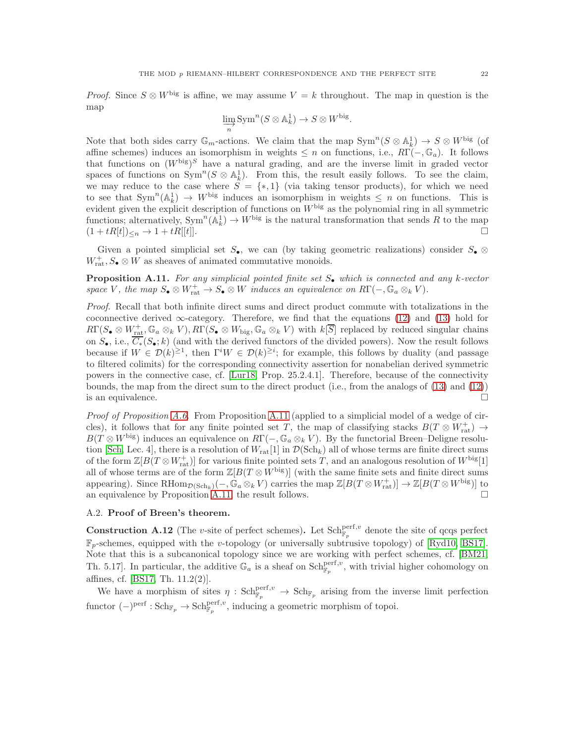*Proof.* Since $S \otimes W^{\mathrm{big}}$ is affine, we may assume $V = k$ throughout. The map in question is the map

$$\varinjlim_n \mathrm{Sym}^n(S \otimes \mathbb{A}^1_k) \to S \otimes W^{\mathrm{big}}.$$

Note that both sides carry $\mathbb{G}_m$-actions. We claim that the map $\mathrm{Sym}^n(S \otimes \mathbb{A}^1_k) \to S \otimes W^{\mathrm{big}}$ (of affine schemes) induces an isomorphism in weights $\leq n$ on functions, i.e., $R\Gamma(-, \mathbb{G}_a)$. It follows that functions on $(W^{\mathrm{big}})^S$ have a natural grading, and are the inverse limit in graded vector spaces of functions on $\mathrm{Sym}^n(S \otimes \mathbb{A}^1_k)$. From this, the result easily follows. To see the claim, we may reduce to the case where $S = \{*, 1\}$ (via taking tensor products), for which we need to see that $\mathrm{Sym}^n(\mathbb{A}^1_k) \to W^{\mathrm{big}}$ induces an isomorphism in weights $\leq n$ on functions. This is evident given the explicit description of functions on $W^{\mathrm{big}}$ as the polynomial ring in all symmetric functions; alternatively, $\mathrm{Sym}^n(\mathbb{A}^1_k) \to W^{\mathrm{big}}$ is the natural transformation that sends $R$ to the map $(1 + tR[t])_{\leq n} \to 1 + tR[[t]]$. $\square$

Given a pointed simplicial set $S_\bullet$, we can (by taking geometric realizations) consider $S_\bullet \otimes W^+_{\mathrm{rat}}, S_\bullet \otimes W$ as sheaves of animated commutative monoids.

**Proposition A.11.** *For any simplicial pointed finite set $S_\bullet$ which is connected and any $k$-vector space $V$, the map $S_\bullet \otimes W^+_{\mathrm{rat}} \to S_\bullet \otimes W$ induces an equivalence on $R\Gamma(-, \mathbb{G}_a \otimes_k V)$.*

*Proof.* Recall that both infinite direct sums and direct product commute with totalizations in the coconnective derived $\infty$-category. Therefore, we find that the equations (12) and (13) hold for $R\Gamma(S_\bullet \otimes W^+_{\mathrm{rat}}, \mathbb{G}_a \otimes_k V), R\Gamma(S_\bullet \otimes W_{\mathrm{big}}, \mathbb{G}_a \otimes_k V)$ with $k[S]$ replaced by reduced singular chains on $S_\bullet$, i.e., $\overline{C_*}(S_\bullet; k)$ (and with the derived functors of the divided powers). Now the result follows because if $W \in \mathcal{D}(k)^{\geq 1}$, then $\Gamma^i W \in \mathcal{D}(k)^{\geq i}$; for example, this follows by duality (and passage to filtered colimits) for the corresponding connectivity assertion for nonabelian derived symmetric powers in the connective case, cf. [Lur18, Prop. 25.2.4.1]. Therefore, because of the connectivity bounds, the map from the direct sum to the direct product (i.e., from the analogs of (13) and (12)) is an equivalence. $\square$

*Proof of Proposition A.6.* From Proposition A.11 (applied to a simplicial model of a wedge of circles), it follows that for any finite pointed set $T$, the map of classifying stacks $B(T \otimes W^+_{\mathrm{rat}}) \to B(T \otimes W^{\mathrm{big}})$ induces an equivalence on $R\Gamma(-, \mathbb{G}_a \otimes_k V)$. By the functorial Breen–Deligne resolution [Sch, Lec. 4], there is a resolution of $W_{\mathrm{rat}}[1]$ in $\mathcal{D}(\mathrm{Sch}_k)$ all of whose terms are finite direct sums of the form $\mathbb{Z}[B(T \otimes W^+_{\mathrm{rat}})]$ for various finite pointed sets $T$, and an analogous resolution of $W^{\mathrm{big}}[1]$ all of whose terms are of the form $\mathbb{Z}[B(T \otimes W^{\mathrm{big}})]$ (with the same finite sets and finite direct sums appearing). Since $\mathrm{RHom}_{\mathcal{D}(\mathrm{Sch}_k)}(-, \mathbb{G}_a \otimes_k V)$ carries the map $\mathbb{Z}[B(T \otimes W^+_{\mathrm{rat}})] \to \mathbb{Z}[B(T \otimes W^{\mathrm{big}})]$ to an equivalence by Proposition A.11, the result follows. $\square$

## A.2. **Proof of Breen's theorem.**

**Construction A.12** (The $v$-site of perfect schemes)**.** Let $\mathrm{Sch}^{\mathrm{perf},v}_{\mathbb{F}_p}$ denote the site of qcqs perfect $\mathbb{F}_p$-schemes, equipped with the $v$-topology (or universally subtrusive topology) of [Ryd10, BS17]. Note that this is a subcanonical topology since we are working with perfect schemes, cf. [BM21, Th. 5.17]. In particular, the additive $\mathbb{G}_a$ is a sheaf on $\mathrm{Sch}^{\mathrm{perf},v}_{\mathbb{F}_p}$, with trivial higher cohomology on affines, cf. [BS17, Th. 11.2(2)].

We have a morphism of sites $\eta : \mathrm{Sch}^{\mathrm{perf},v}_{\mathbb{F}_p} \to \mathrm{Sch}_{\mathbb{F}_p}$ arising from the inverse limit perfection functor $(-)^{\mathrm{perf}} : \mathrm{Sch}_{\mathbb{F}_p} \to \mathrm{Sch}^{\mathrm{perf},v}_{\mathbb{F}_p}$, inducing a geometric morphism of topoi.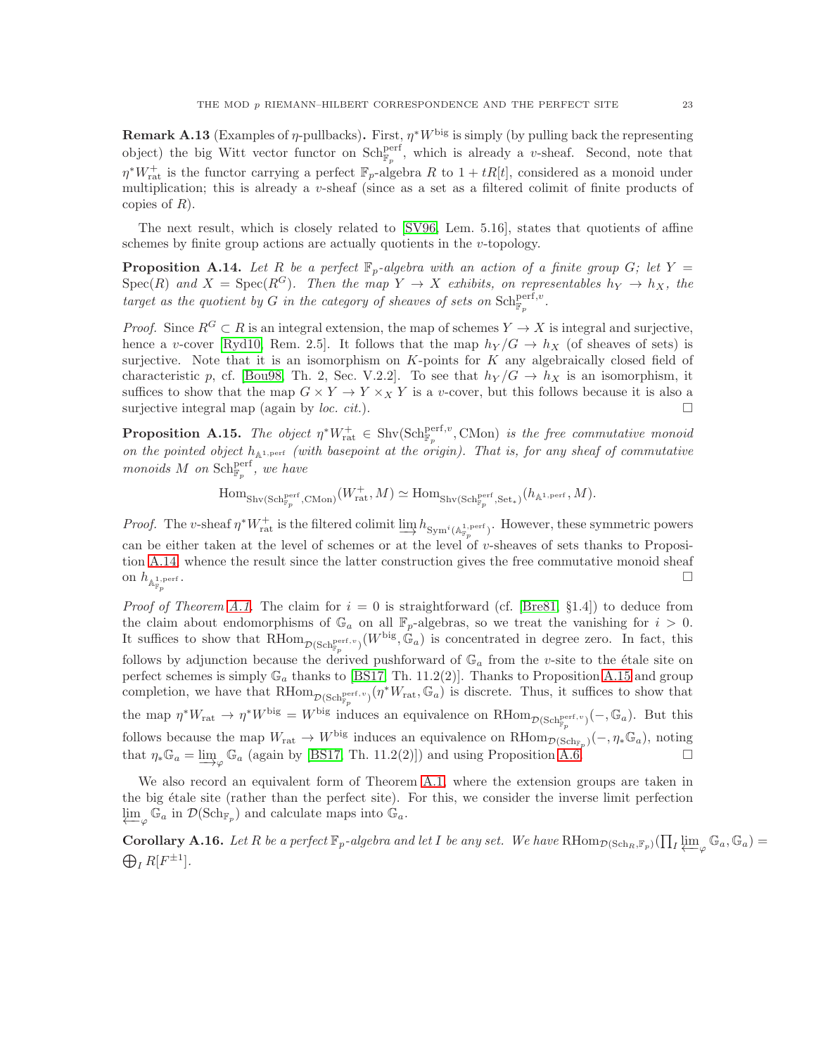**Remark A.13** (Examples of $\eta$-pullbacks)**.** First, $\eta^* W^{\mathrm{big}}$ is simply (by pulling back the representing object) the big Witt vector functor on $\mathrm{Sch}^{\mathrm{perf}}_{\mathbb{F}_p}$, which is already a $v$-sheaf. Second, note that $\eta^* W^+_{\mathrm{rat}}$ is the functor carrying a perfect $\mathbb{F}_p$-algebra $R$ to $1 + tR[t]$, considered as a monoid under multiplication; this is already a $v$-sheaf (since as a set as a filtered colimit of finite products of copies of $R$).

The next result, which is closely related to [SV96, Lem. 5.16], states that quotients of affine schemes by finite group actions are actually quotients in the $v$-topology.

**Proposition A.14.** *Let $R$ be a perfect $\mathbb{F}_p$-algebra with an action of a finite group $G$; let $Y = \mathrm{Spec}(R)$ and $X = \mathrm{Spec}(R^G)$. Then the map $Y \to X$ exhibits, on representables $h_Y \to h_X$, the target as the quotient by $G$ in the category of sheaves of sets on $\mathrm{Sch}^{\mathrm{perf},v}_{\mathbb{F}_p}$.*

*Proof.* Since $R^G \subset R$ is an integral extension, the map of schemes $Y \to X$ is integral and surjective, hence a $v$-cover [Ryd10, Rem. 2.5]. It follows that the map $h_Y/G \to h_X$ (of sheaves of sets) is surjective. Note that it is an isomorphism on $K$-points for $K$ any algebraically closed field of characteristic $p$, cf. [Bou98, Th. 2, Sec. V.2.2]. To see that $h_Y/G \to h_X$ is an isomorphism, it suffices to show that the map $G \times Y \to Y \times_X Y$ is a $v$-cover, but this follows because it is also a surjective integral map (again by *loc. cit.*). $\square$

**Proposition A.15.** *The object $\eta^* W^+_{\mathrm{rat}} \in \mathrm{Shv}(\mathrm{Sch}^{\mathrm{perf},v}_{\mathbb{F}_p}, \mathrm{CMon})$ is the free commutative monoid on the pointed object $h_{\mathbb{A}^{1,\mathrm{perf}}}$ (with basepoint at the origin). That is, for any sheaf of commutative monoids $M$ on $\mathrm{Sch}^{\mathrm{perf}}_{\mathbb{F}_p}$, we have*

$$\mathrm{Hom}_{\mathrm{Shv}(\mathrm{Sch}^{\mathrm{perf}}_{\mathbb{F}_p}, \mathrm{CMon})}(W^+_{\mathrm{rat}}, M) \simeq \mathrm{Hom}_{\mathrm{Shv}(\mathrm{Sch}^{\mathrm{perf}}_{\mathbb{F}_p}, \mathrm{Set}_*)}(h_{\mathbb{A}^{1,\mathrm{perf}}}, M).$$

*Proof.* The $v$-sheaf $\eta^* W^+_{\mathrm{rat}}$ is the filtered colimit $\varinjlim h_{\mathrm{Sym}^i(\mathbb{A}^{1,\mathrm{perf}}_{\mathbb{F}_p})}$. However, these symmetric powers can be either taken at the level of schemes or at the level of $v$-sheaves of sets thanks to Proposition A.14, whence the result since the latter construction gives the free commutative monoid sheaf on $h_{\mathbb{A}^{1,\mathrm{perf}}_{\mathbb{F}_p}}$. $\square$

*Proof of Theorem A.1.* The claim for $i = 0$ is straightforward (cf. [Bre81, §1.4]) to deduce from the claim about endomorphisms of $\mathbb{G}_a$ on all $\mathbb{F}_p$-algebras, so we treat the vanishing for $i > 0$. It suffices to show that $\mathrm{RHom}_{\mathcal{D}(\mathrm{Sch}^{\mathrm{perf},v}_{\mathbb{F}_p})}(W^{\mathrm{big}}, \mathbb{G}_a)$ is concentrated in degree zero. In fact, this follows by adjunction because the derived pushforward of $\mathbb{G}_a$ from the $v$-site to the étale site on perfect schemes is simply $\mathbb{G}_a$ thanks to [BS17, Th. 11.2(2)]. Thanks to Proposition A.15 and group completion, we have that $\mathrm{RHom}_{\mathcal{D}(\mathrm{Sch}^{\mathrm{perf},v}_{\mathbb{F}_p})}(\eta^* W_{\mathrm{rat}}, \mathbb{G}_a)$ is discrete. Thus, it suffices to show that the map $\eta^* W_{\mathrm{rat}} \to \eta^* W^{\mathrm{big}} = W^{\mathrm{big}}$ induces an equivalence on $\mathrm{RHom}_{\mathcal{D}(\mathrm{Sch}^{\mathrm{perf},v}_{\mathbb{F}_p})}(-, \mathbb{G}_a)$. But this follows because the map $W_{\mathrm{rat}} \to W^{\mathrm{big}}$ induces an equivalence on $\mathrm{RHom}_{\mathcal{D}(\mathrm{Sch}_{\mathbb{F}_p})}(-, \eta_* \mathbb{G}_a)$, noting that $\eta_* \mathbb{G}_a = \varinjlim_{\varphi} \mathbb{G}_a$ (again by [BS17, Th. 11.2(2)]) and using Proposition A.6. $\square$

We also record an equivalent form of Theorem A.1, where the extension groups are taken in the big étale site (rather than the perfect site). For this, we consider the inverse limit perfection $\varprojlim_{\varphi} \mathbb{G}_a$ in $\mathcal{D}(\mathrm{Sch}_{\mathbb{F}_p})$ and calculate maps into $\mathbb{G}_a$.

**Corollary A.16.** *Let $R$ be a perfect $\mathbb{F}_p$-algebra and let $I$ be any set. We have $\mathrm{RHom}_{\mathcal{D}(\mathrm{Sch}_{R}, \mathbb{F}_p)}(\prod_I \varprojlim_{\varphi} \mathbb{G}_a, \mathbb{G}_a) = \bigoplus_I R[F^{\pm 1}]$.*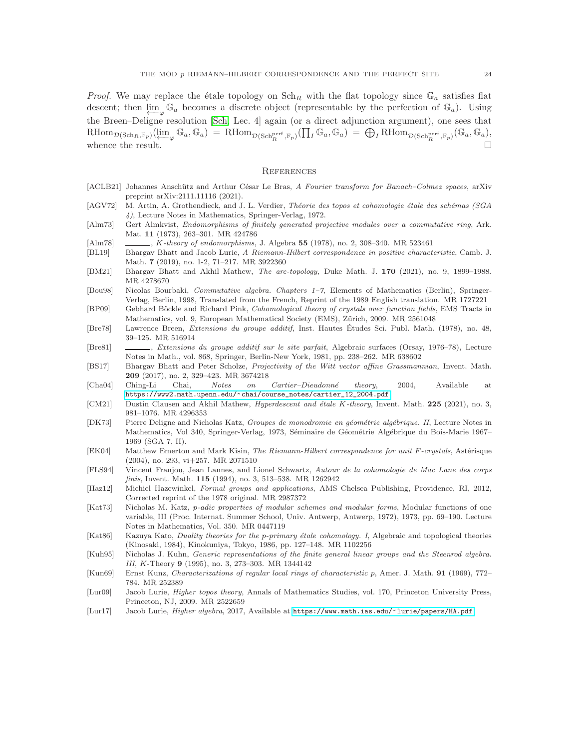*Proof.* We may replace the étale topology on $\mathrm{Sch}_R$ with the flat topology since $\mathbb{G}_a$ satisfies flat descent; then $\varprojlim_\varphi \mathbb{G}_a$ becomes a discrete object (representable by the perfection of $\mathbb{G}_a$). Using the Breen–Deligne resolution [Sch, Lec. 4] again (or a direct adjunction argument), one sees that $\mathrm{RHom}_{\mathcal{D}(\mathrm{Sch}_R,\mathbb{F}_p)}(\varprojlim_\varphi \mathbb{G}_a, \mathbb{G}_a) = \mathrm{RHom}_{\mathcal{D}(\mathrm{Sch}_R^{\mathrm{perf}},\mathbb{F}_p)}(\prod_I \mathbb{G}_a, \mathbb{G}_a) = \bigoplus_I \mathrm{RHom}_{\mathcal{D}(\mathrm{Sch}_R^{\mathrm{perf}},\mathbb{F}_p)}(\mathbb{G}_a, \mathbb{G}_a)$, whence the result. □

## References

[ACLB21] Johannes Anschütz and Arthur César Le Bras, *A Fourier transform for Banach–Colmez spaces*, arXiv preprint arXiv:2111.11116 (2021).

[AGV72] M. Artin, A. Grothendieck, and J. L. Verdier, *Théorie des topos et cohomologie étale des schémas (SGA 4)*, Lecture Notes in Mathematics, Springer-Verlag, 1972.

[Alm73] Gert Almkvist, *Endomorphisms of finitely generated projective modules over a commutative ring*, Ark. Mat. **11** (1973), 263–301. MR 424786

[Alm78] ______, *K-theory of endomorphisms*, J. Algebra **55** (1978), no. 2, 308–340. MR 523461

[BL19] Bhargav Bhatt and Jacob Lurie, *A Riemann-Hilbert correspondence in positive characteristic*, Camb. J. Math. **7** (2019), no. 1-2, 71–217. MR 3922360

[BM21] Bhargav Bhatt and Akhil Mathew, *The arc-topology*, Duke Math. J. **170** (2021), no. 9, 1899–1988. MR 4278670

[Bou98] Nicolas Bourbaki, *Commutative algebra. Chapters 1–7*, Elements of Mathematics (Berlin), Springer-Verlag, Berlin, 1998, Translated from the French, Reprint of the 1989 English translation. MR 1727221

[BP09] Gebhard Böckle and Richard Pink, *Cohomological theory of crystals over function fields*, EMS Tracts in Mathematics, vol. 9, European Mathematical Society (EMS), Zürich, 2009. MR 2561048

[Bre78] Lawrence Breen, *Extensions du groupe additif*, Inst. Hautes Études Sci. Publ. Math. (1978), no. 48, 39–125. MR 516914

[Bre81] ______, *Extensions du groupe additif sur le site parfait*, Algebraic surfaces (Orsay, 1976–78), Lecture Notes in Math., vol. 868, Springer, Berlin-New York, 1981, pp. 238–262. MR 638602

[BS17] Bhargav Bhatt and Peter Scholze, *Projectivity of the Witt vector affine Grassmannian*, Invent. Math. **209** (2017), no. 2, 329–423. MR 3674218

[Cha04] Ching-Li Chai, *Notes on Cartier–Dieudonné theory*, 2004, Available at https://www2.math.upenn.edu/~chai/course_notes/cartier_12_2004.pdf

[CM21] Dustin Clausen and Akhil Mathew, *Hyperdescent and étale K-theory*, Invent. Math. **225** (2021), no. 3, 981–1076. MR 4296353

[DK73] Pierre Deligne and Nicholas Katz, *Groupes de monodromie en géométrie algébrique. II*, Lecture Notes in Mathematics, Vol 340, Springer-Verlag, 1973, Séminaire de Géométrie Algébrique du Bois-Marie 1967–1969 (SGA 7, II).

[EK04] Matthew Emerton and Mark Kisin, *The Riemann-Hilbert correspondence for unit F-crystals*, Astérisque (2004), no. 293, vi+257. MR 2071510

[FLS94] Vincent Franjou, Jean Lannes, and Lionel Schwartz, *Autour de la cohomologie de Mac Lane des corps finis*, Invent. Math. **115** (1994), no. 3, 513–538. MR 1262942

[Haz12] Michiel Hazewinkel, *Formal groups and applications*, AMS Chelsea Publishing, Providence, RI, 2012, Corrected reprint of the 1978 original. MR 2987372

[Kat73] Nicholas M. Katz, *p-adic properties of modular schemes and modular forms*, Modular functions of one variable, III (Proc. Internat. Summer School, Univ. Antwerp, Antwerp, 1972), 1973, pp. 69–190. Lecture Notes in Mathematics, Vol. 350. MR 0447119

[Kat86] Kazuya Kato, *Duality theories for the p-primary étale cohomology. I*, Algebraic and topological theories (Kinosaki, 1984), Kinokuniya, Tokyo, 1986, pp. 127–148. MR 1102256

[Kuh95] Nicholas J. Kuhn, *Generic representations of the finite general linear groups and the Steenrod algebra. III*, K-Theory **9** (1995), no. 3, 273–303. MR 1344142

[Kun69] Ernst Kunz, *Characterizations of regular local rings of characteristic p*, Amer. J. Math. **91** (1969), 772–784. MR 252389

[Lur09] Jacob Lurie, *Higher topos theory*, Annals of Mathematics Studies, vol. 170, Princeton University Press, Princeton, NJ, 2009. MR 2522659

[Lur17] Jacob Lurie, *Higher algebra*, 2017, Available at https://www.math.ias.edu/~lurie/papers/HA.pdf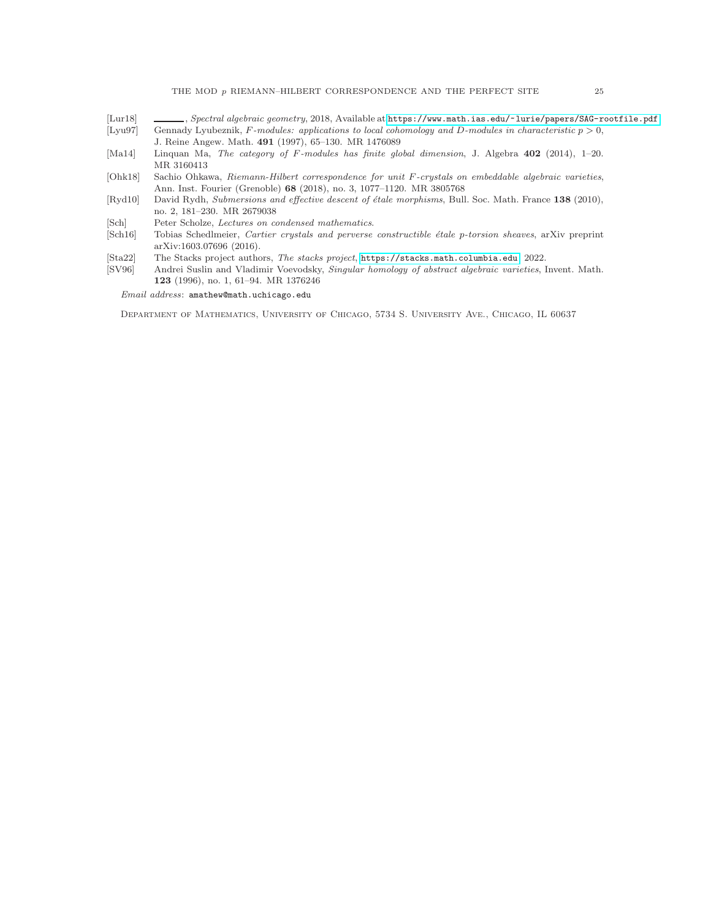[Lur18] ———, *Spectral algebraic geometry*, 2018, Available at https://www.math.ias.edu/~lurie/papers/SAG-rootfile.pdf

[Lyu97] Gennady Lyubeznik, *F-modules: applications to local cohomology and D-modules in characteristic $p > 0$*, J. Reine Angew. Math. **491** (1997), 65–130. MR 1476089

[Ma14] Linquan Ma, *The category of F-modules has finite global dimension*, J. Algebra **402** (2014), 1–20. MR 3160413

[Ohk18] Sachio Ohkawa, *Riemann-Hilbert correspondence for unit F-crystals on embeddable algebraic varieties*, Ann. Inst. Fourier (Grenoble) **68** (2018), no. 3, 1077–1120. MR 3805768

[Ryd10] David Rydh, *Submersions and effective descent of étale morphisms*, Bull. Soc. Math. France **138** (2010), no. 2, 181–230. MR 2679038

[Sch] Peter Scholze, *Lectures on condensed mathematics*.

[Sch16] Tobias Schedlmeier, *Cartier crystals and perverse constructible étale p-torsion sheaves*, arXiv preprint arXiv:1603.07696 (2016).

[Sta22] The Stacks project authors, *The stacks project*, https://stacks.math.columbia.edu, 2022.

[SV96] Andrei Suslin and Vladimir Voevodsky, *Singular homology of abstract algebraic varieties*, Invent. Math. **123** (1996), no. 1, 61–94. MR 1376246

*Email address*: amathew@math.uchicago.edu

Department of Mathematics, University of Chicago, 5734 S. University Ave., Chicago, IL 60637